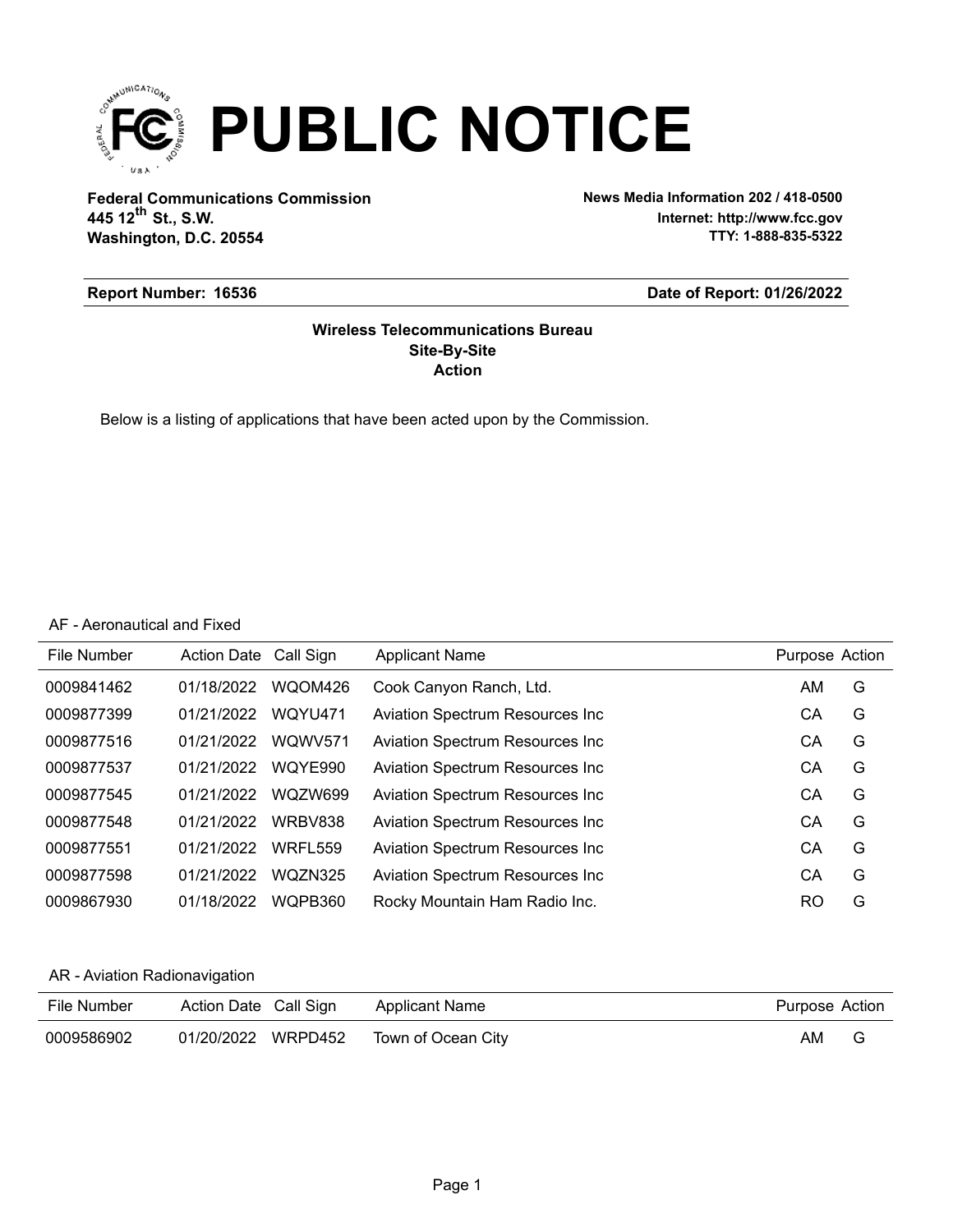# PUBLIC NOTICE

**Federal Communications Commission**
**445 12th St., S.W.**
**Washington, D.C. 20554**

**News Media Information 202 / 418-0500**
**Internet: http://www.fcc.gov**
**TTY: 1-888-835-5322**

**Report Number: 16536** | **Date of Report: 01/26/2022**

**Wireless Telecommunications Bureau**
**Site-By-Site**
**Action**

Below is a listing of applications that have been acted upon by the Commission.

AF - Aeronautical and Fixed

| File Number | Action Date | Call Sign | Applicant Name | Purpose | Action |
|---|---|---|---|---|---|
| 0009841462 | 01/18/2022 | WQOM426 | Cook Canyon Ranch, Ltd. | AM | G |
| 0009877399 | 01/21/2022 | WQYU471 | Aviation Spectrum Resources Inc | CA | G |
| 0009877516 | 01/21/2022 | WQWV571 | Aviation Spectrum Resources Inc | CA | G |
| 0009877537 | 01/21/2022 | WQYE990 | Aviation Spectrum Resources Inc | CA | G |
| 0009877545 | 01/21/2022 | WQZW699 | Aviation Spectrum Resources Inc | CA | G |
| 0009877548 | 01/21/2022 | WRBV838 | Aviation Spectrum Resources Inc | CA | G |
| 0009877551 | 01/21/2022 | WRFL559 | Aviation Spectrum Resources Inc | CA | G |
| 0009877598 | 01/21/2022 | WQZN325 | Aviation Spectrum Resources Inc | CA | G |
| 0009867930 | 01/18/2022 | WQPB360 | Rocky Mountain Ham Radio Inc. | RO | G |

AR - Aviation Radionavigation

| File Number | Action Date | Call Sign | Applicant Name | Purpose | Action |
|---|---|---|---|---|---|
| 0009586902 | 01/20/2022 | WRPD452 | Town of Ocean City | AM | G |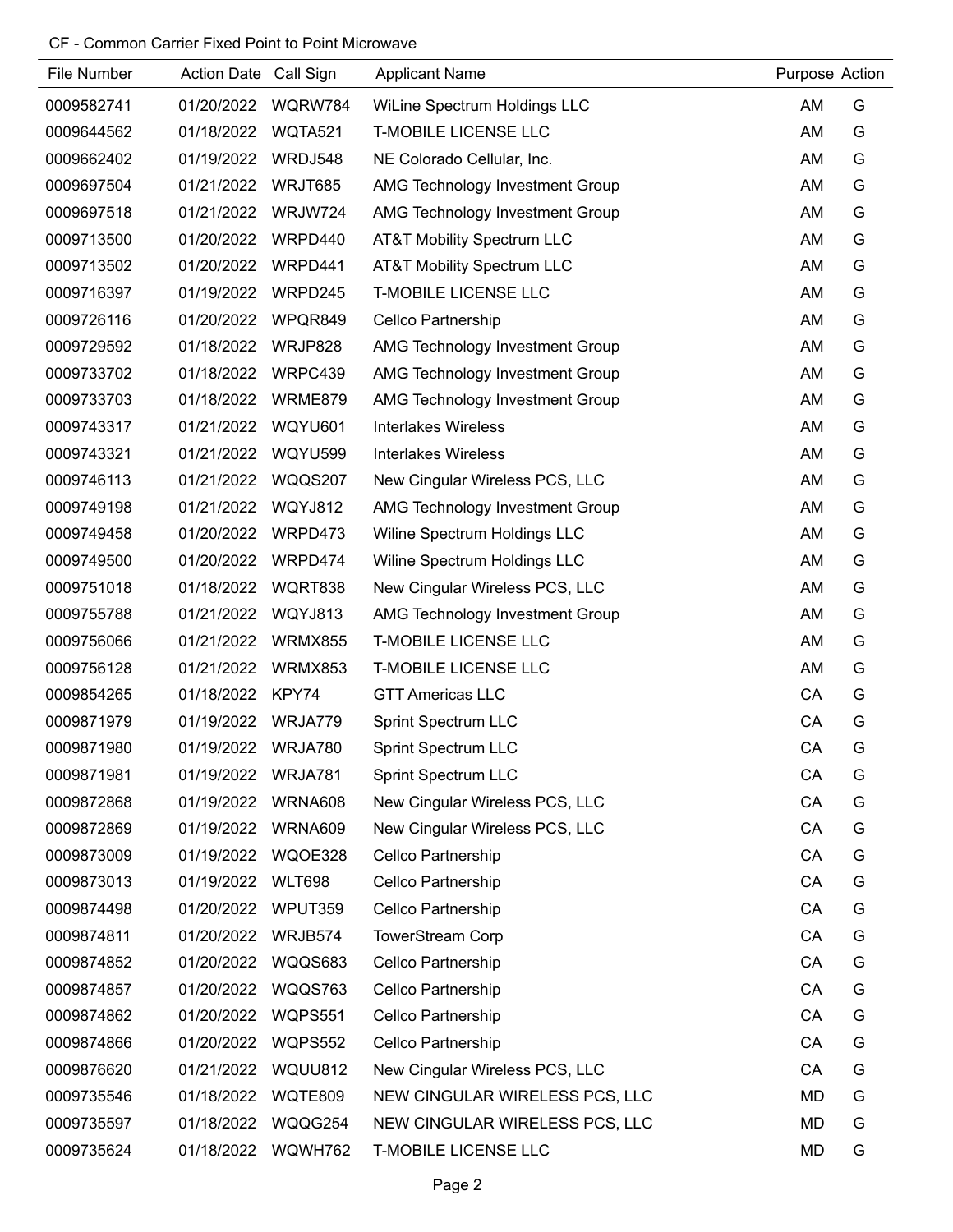CF - Common Carrier Fixed Point to Point Microwave

| File Number | Action Date | Call Sign | Applicant Name | Purpose | Action |
|---|---|---|---|---|---|
| 0009582741 | 01/20/2022 | WQRW784 | WiLine Spectrum Holdings LLC | AM | G |
| 0009644562 | 01/18/2022 | WQTA521 | T-MOBILE LICENSE LLC | AM | G |
| 0009662402 | 01/19/2022 | WRDJ548 | NE Colorado Cellular, Inc. | AM | G |
| 0009697504 | 01/21/2022 | WRJT685 | AMG Technology Investment Group | AM | G |
| 0009697518 | 01/21/2022 | WRJW724 | AMG Technology Investment Group | AM | G |
| 0009713500 | 01/20/2022 | WRPD440 | AT&T Mobility Spectrum LLC | AM | G |
| 0009713502 | 01/20/2022 | WRPD441 | AT&T Mobility Spectrum LLC | AM | G |
| 0009716397 | 01/19/2022 | WRPD245 | T-MOBILE LICENSE LLC | AM | G |
| 0009726116 | 01/20/2022 | WPQR849 | Cellco Partnership | AM | G |
| 0009729592 | 01/18/2022 | WRJP828 | AMG Technology Investment Group | AM | G |
| 0009733702 | 01/18/2022 | WRPC439 | AMG Technology Investment Group | AM | G |
| 0009733703 | 01/18/2022 | WRME879 | AMG Technology Investment Group | AM | G |
| 0009743317 | 01/21/2022 | WQYU601 | Interlakes Wireless | AM | G |
| 0009743321 | 01/21/2022 | WQYU599 | Interlakes Wireless | AM | G |
| 0009746113 | 01/21/2022 | WQQS207 | New Cingular Wireless PCS, LLC | AM | G |
| 0009749198 | 01/21/2022 | WQYJ812 | AMG Technology Investment Group | AM | G |
| 0009749458 | 01/20/2022 | WRPD473 | Wiline Spectrum Holdings LLC | AM | G |
| 0009749500 | 01/20/2022 | WRPD474 | Wiline Spectrum Holdings LLC | AM | G |
| 0009751018 | 01/18/2022 | WQRT838 | New Cingular Wireless PCS, LLC | AM | G |
| 0009755788 | 01/21/2022 | WQYJ813 | AMG Technology Investment Group | AM | G |
| 0009756066 | 01/21/2022 | WRMX855 | T-MOBILE LICENSE LLC | AM | G |
| 0009756128 | 01/21/2022 | WRMX853 | T-MOBILE LICENSE LLC | AM | G |
| 0009854265 | 01/18/2022 | KPY74 | GTT Americas LLC | CA | G |
| 0009871979 | 01/19/2022 | WRJA779 | Sprint Spectrum LLC | CA | G |
| 0009871980 | 01/19/2022 | WRJA780 | Sprint Spectrum LLC | CA | G |
| 0009871981 | 01/19/2022 | WRJA781 | Sprint Spectrum LLC | CA | G |
| 0009872868 | 01/19/2022 | WRNA608 | New Cingular Wireless PCS, LLC | CA | G |
| 0009872869 | 01/19/2022 | WRNA609 | New Cingular Wireless PCS, LLC | CA | G |
| 0009873009 | 01/19/2022 | WQOE328 | Cellco Partnership | CA | G |
| 0009873013 | 01/19/2022 | WLT698 | Cellco Partnership | CA | G |
| 0009874498 | 01/20/2022 | WPUT359 | Cellco Partnership | CA | G |
| 0009874811 | 01/20/2022 | WRJB574 | TowerStream Corp | CA | G |
| 0009874852 | 01/20/2022 | WQQS683 | Cellco Partnership | CA | G |
| 0009874857 | 01/20/2022 | WQQS763 | Cellco Partnership | CA | G |
| 0009874862 | 01/20/2022 | WQPS551 | Cellco Partnership | CA | G |
| 0009874866 | 01/20/2022 | WQPS552 | Cellco Partnership | CA | G |
| 0009876620 | 01/21/2022 | WQUU812 | New Cingular Wireless PCS, LLC | CA | G |
| 0009735546 | 01/18/2022 | WQTE809 | NEW CINGULAR WIRELESS PCS, LLC | MD | G |
| 0009735597 | 01/18/2022 | WQQG254 | NEW CINGULAR WIRELESS PCS, LLC | MD | G |
| 0009735624 | 01/18/2022 | WQWH762 | T-MOBILE LICENSE LLC | MD | G |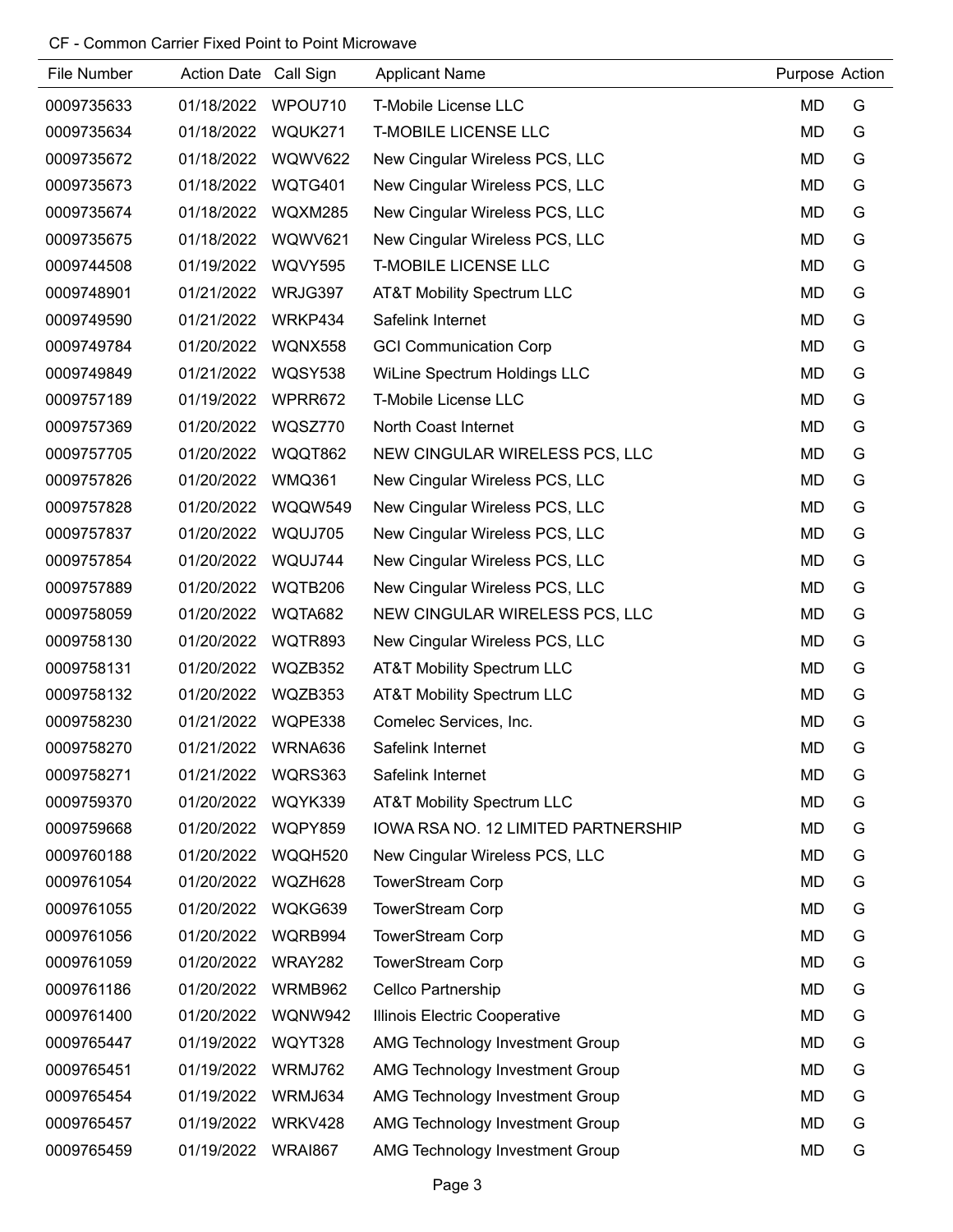CF - Common Carrier Fixed Point to Point Microwave

| File Number | Action Date | Call Sign | Applicant Name | Purpose | Action |
|---|---|---|---|---|---|
| 0009735633 | 01/18/2022 | WPOU710 | T-Mobile License LLC | MD | G |
| 0009735634 | 01/18/2022 | WQUK271 | T-MOBILE LICENSE LLC | MD | G |
| 0009735672 | 01/18/2022 | WQWV622 | New Cingular Wireless PCS, LLC | MD | G |
| 0009735673 | 01/18/2022 | WQTG401 | New Cingular Wireless PCS, LLC | MD | G |
| 0009735674 | 01/18/2022 | WQXM285 | New Cingular Wireless PCS, LLC | MD | G |
| 0009735675 | 01/18/2022 | WQWV621 | New Cingular Wireless PCS, LLC | MD | G |
| 0009744508 | 01/19/2022 | WQVY595 | T-MOBILE LICENSE LLC | MD | G |
| 0009748901 | 01/21/2022 | WRJG397 | AT&T Mobility Spectrum LLC | MD | G |
| 0009749590 | 01/21/2022 | WRKP434 | Safelink Internet | MD | G |
| 0009749784 | 01/20/2022 | WQNX558 | GCI Communication Corp | MD | G |
| 0009749849 | 01/21/2022 | WQSY538 | WiLine Spectrum Holdings LLC | MD | G |
| 0009757189 | 01/19/2022 | WPRR672 | T-Mobile License LLC | MD | G |
| 0009757369 | 01/20/2022 | WQSZ770 | North Coast Internet | MD | G |
| 0009757705 | 01/20/2022 | WQQT862 | NEW CINGULAR WIRELESS PCS, LLC | MD | G |
| 0009757826 | 01/20/2022 | WMQ361 | New Cingular Wireless PCS, LLC | MD | G |
| 0009757828 | 01/20/2022 | WQQW549 | New Cingular Wireless PCS, LLC | MD | G |
| 0009757837 | 01/20/2022 | WQUJ705 | New Cingular Wireless PCS, LLC | MD | G |
| 0009757854 | 01/20/2022 | WQUJ744 | New Cingular Wireless PCS, LLC | MD | G |
| 0009757889 | 01/20/2022 | WQTB206 | New Cingular Wireless PCS, LLC | MD | G |
| 0009758059 | 01/20/2022 | WQTA682 | NEW CINGULAR WIRELESS PCS, LLC | MD | G |
| 0009758130 | 01/20/2022 | WQTR893 | New Cingular Wireless PCS, LLC | MD | G |
| 0009758131 | 01/20/2022 | WQZB352 | AT&T Mobility Spectrum LLC | MD | G |
| 0009758132 | 01/20/2022 | WQZB353 | AT&T Mobility Spectrum LLC | MD | G |
| 0009758230 | 01/21/2022 | WQPE338 | Comelec Services, Inc. | MD | G |
| 0009758270 | 01/21/2022 | WRNA636 | Safelink Internet | MD | G |
| 0009758271 | 01/21/2022 | WQRS363 | Safelink Internet | MD | G |
| 0009759370 | 01/20/2022 | WQYK339 | AT&T Mobility Spectrum LLC | MD | G |
| 0009759668 | 01/20/2022 | WQPY859 | IOWA RSA NO. 12 LIMITED PARTNERSHIP | MD | G |
| 0009760188 | 01/20/2022 | WQQH520 | New Cingular Wireless PCS, LLC | MD | G |
| 0009761054 | 01/20/2022 | WQZH628 | TowerStream Corp | MD | G |
| 0009761055 | 01/20/2022 | WQKG639 | TowerStream Corp | MD | G |
| 0009761056 | 01/20/2022 | WQRB994 | TowerStream Corp | MD | G |
| 0009761059 | 01/20/2022 | WRAY282 | TowerStream Corp | MD | G |
| 0009761186 | 01/20/2022 | WRMB962 | Cellco Partnership | MD | G |
| 0009761400 | 01/20/2022 | WQNW942 | Illinois Electric Cooperative | MD | G |
| 0009765447 | 01/19/2022 | WQYT328 | AMG Technology Investment Group | MD | G |
| 0009765451 | 01/19/2022 | WRMJ762 | AMG Technology Investment Group | MD | G |
| 0009765454 | 01/19/2022 | WRMJ634 | AMG Technology Investment Group | MD | G |
| 0009765457 | 01/19/2022 | WRKV428 | AMG Technology Investment Group | MD | G |
| 0009765459 | 01/19/2022 | WRAI867 | AMG Technology Investment Group | MD | G |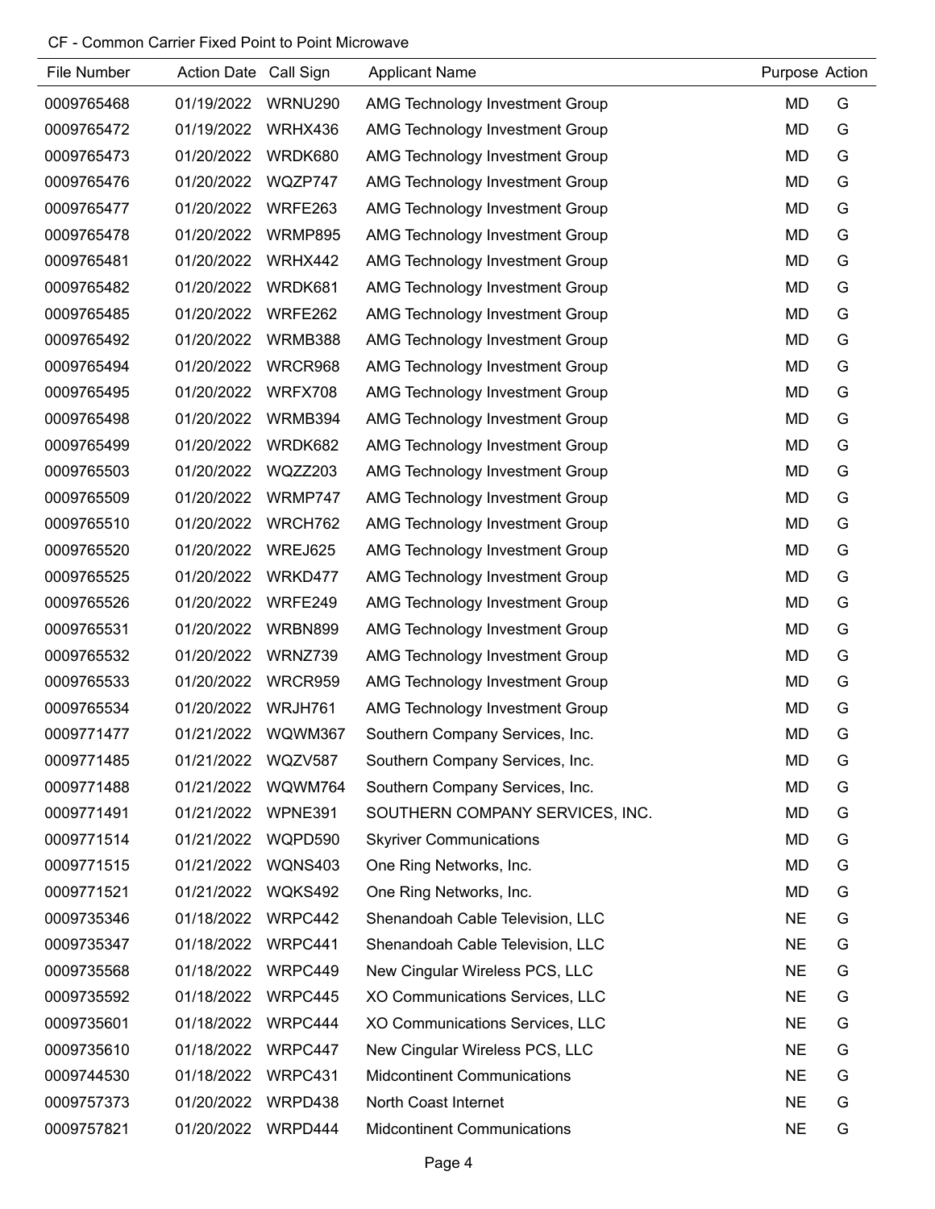CF - Common Carrier Fixed Point to Point Microwave

| File Number | Action Date | Call Sign | Applicant Name | Purpose | Action |
|---|---|---|---|---|---|
| 0009765468 | 01/19/2022 | WRNU290 | AMG Technology Investment Group | MD | G |
| 0009765472 | 01/19/2022 | WRHX436 | AMG Technology Investment Group | MD | G |
| 0009765473 | 01/20/2022 | WRDK680 | AMG Technology Investment Group | MD | G |
| 0009765476 | 01/20/2022 | WQZP747 | AMG Technology Investment Group | MD | G |
| 0009765477 | 01/20/2022 | WRFE263 | AMG Technology Investment Group | MD | G |
| 0009765478 | 01/20/2022 | WRMP895 | AMG Technology Investment Group | MD | G |
| 0009765481 | 01/20/2022 | WRHX442 | AMG Technology Investment Group | MD | G |
| 0009765482 | 01/20/2022 | WRDK681 | AMG Technology Investment Group | MD | G |
| 0009765485 | 01/20/2022 | WRFE262 | AMG Technology Investment Group | MD | G |
| 0009765492 | 01/20/2022 | WRMB388 | AMG Technology Investment Group | MD | G |
| 0009765494 | 01/20/2022 | WRCR968 | AMG Technology Investment Group | MD | G |
| 0009765495 | 01/20/2022 | WRFX708 | AMG Technology Investment Group | MD | G |
| 0009765498 | 01/20/2022 | WRMB394 | AMG Technology Investment Group | MD | G |
| 0009765499 | 01/20/2022 | WRDK682 | AMG Technology Investment Group | MD | G |
| 0009765503 | 01/20/2022 | WQZZ203 | AMG Technology Investment Group | MD | G |
| 0009765509 | 01/20/2022 | WRMP747 | AMG Technology Investment Group | MD | G |
| 0009765510 | 01/20/2022 | WRCH762 | AMG Technology Investment Group | MD | G |
| 0009765520 | 01/20/2022 | WREJ625 | AMG Technology Investment Group | MD | G |
| 0009765525 | 01/20/2022 | WRKD477 | AMG Technology Investment Group | MD | G |
| 0009765526 | 01/20/2022 | WRFE249 | AMG Technology Investment Group | MD | G |
| 0009765531 | 01/20/2022 | WRBN899 | AMG Technology Investment Group | MD | G |
| 0009765532 | 01/20/2022 | WRNZ739 | AMG Technology Investment Group | MD | G |
| 0009765533 | 01/20/2022 | WRCR959 | AMG Technology Investment Group | MD | G |
| 0009765534 | 01/20/2022 | WRJH761 | AMG Technology Investment Group | MD | G |
| 0009771477 | 01/21/2022 | WQWM367 | Southern Company Services, Inc. | MD | G |
| 0009771485 | 01/21/2022 | WQZV587 | Southern Company Services, Inc. | MD | G |
| 0009771488 | 01/21/2022 | WQWM764 | Southern Company Services, Inc. | MD | G |
| 0009771491 | 01/21/2022 | WPNE391 | SOUTHERN COMPANY SERVICES, INC. | MD | G |
| 0009771514 | 01/21/2022 | WQPD590 | Skyriver Communications | MD | G |
| 0009771515 | 01/21/2022 | WQNS403 | One Ring Networks, Inc. | MD | G |
| 0009771521 | 01/21/2022 | WQKS492 | One Ring Networks, Inc. | MD | G |
| 0009735346 | 01/18/2022 | WRPC442 | Shenandoah Cable Television, LLC | NE | G |
| 0009735347 | 01/18/2022 | WRPC441 | Shenandoah Cable Television, LLC | NE | G |
| 0009735568 | 01/18/2022 | WRPC449 | New Cingular Wireless PCS, LLC | NE | G |
| 0009735592 | 01/18/2022 | WRPC445 | XO Communications Services, LLC | NE | G |
| 0009735601 | 01/18/2022 | WRPC444 | XO Communications Services, LLC | NE | G |
| 0009735610 | 01/18/2022 | WRPC447 | New Cingular Wireless PCS, LLC | NE | G |
| 0009744530 | 01/18/2022 | WRPC431 | Midcontinent Communications | NE | G |
| 0009757373 | 01/20/2022 | WRPD438 | North Coast Internet | NE | G |
| 0009757821 | 01/20/2022 | WRPD444 | Midcontinent Communications | NE | G |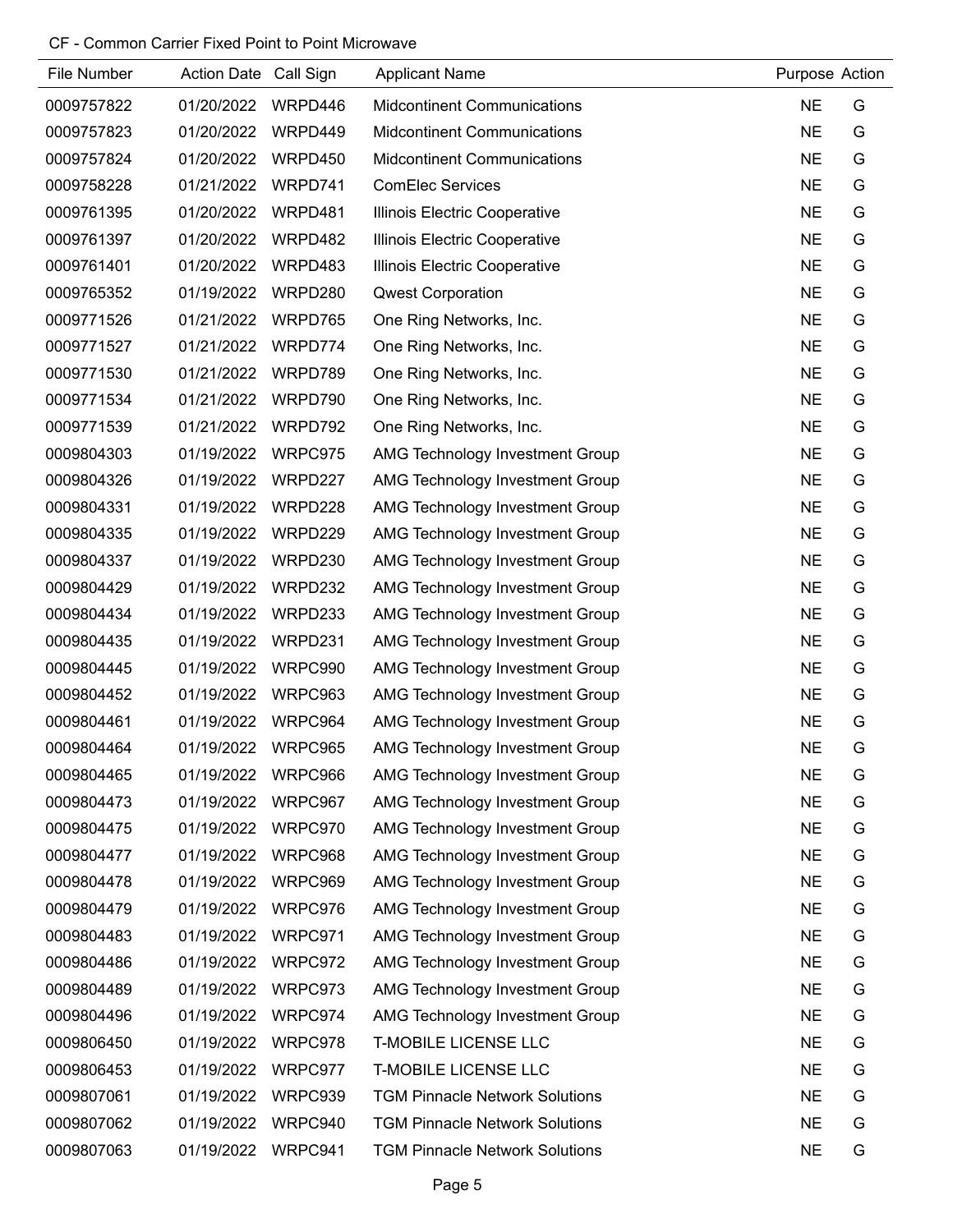CF - Common Carrier Fixed Point to Point Microwave

| File Number | Action Date | Call Sign | Applicant Name | Purpose | Action |
|---|---|---|---|---|---|
| 0009757822 | 01/20/2022 | WRPD446 | Midcontinent Communications | NE | G |
| 0009757823 | 01/20/2022 | WRPD449 | Midcontinent Communications | NE | G |
| 0009757824 | 01/20/2022 | WRPD450 | Midcontinent Communications | NE | G |
| 0009758228 | 01/21/2022 | WRPD741 | ComElec Services | NE | G |
| 0009761395 | 01/20/2022 | WRPD481 | Illinois Electric Cooperative | NE | G |
| 0009761397 | 01/20/2022 | WRPD482 | Illinois Electric Cooperative | NE | G |
| 0009761401 | 01/20/2022 | WRPD483 | Illinois Electric Cooperative | NE | G |
| 0009765352 | 01/19/2022 | WRPD280 | Qwest Corporation | NE | G |
| 0009771526 | 01/21/2022 | WRPD765 | One Ring Networks, Inc. | NE | G |
| 0009771527 | 01/21/2022 | WRPD774 | One Ring Networks, Inc. | NE | G |
| 0009771530 | 01/21/2022 | WRPD789 | One Ring Networks, Inc. | NE | G |
| 0009771534 | 01/21/2022 | WRPD790 | One Ring Networks, Inc. | NE | G |
| 0009771539 | 01/21/2022 | WRPD792 | One Ring Networks, Inc. | NE | G |
| 0009804303 | 01/19/2022 | WRPC975 | AMG Technology Investment Group | NE | G |
| 0009804326 | 01/19/2022 | WRPD227 | AMG Technology Investment Group | NE | G |
| 0009804331 | 01/19/2022 | WRPD228 | AMG Technology Investment Group | NE | G |
| 0009804335 | 01/19/2022 | WRPD229 | AMG Technology Investment Group | NE | G |
| 0009804337 | 01/19/2022 | WRPD230 | AMG Technology Investment Group | NE | G |
| 0009804429 | 01/19/2022 | WRPD232 | AMG Technology Investment Group | NE | G |
| 0009804434 | 01/19/2022 | WRPD233 | AMG Technology Investment Group | NE | G |
| 0009804435 | 01/19/2022 | WRPD231 | AMG Technology Investment Group | NE | G |
| 0009804445 | 01/19/2022 | WRPC990 | AMG Technology Investment Group | NE | G |
| 0009804452 | 01/19/2022 | WRPC963 | AMG Technology Investment Group | NE | G |
| 0009804461 | 01/19/2022 | WRPC964 | AMG Technology Investment Group | NE | G |
| 0009804464 | 01/19/2022 | WRPC965 | AMG Technology Investment Group | NE | G |
| 0009804465 | 01/19/2022 | WRPC966 | AMG Technology Investment Group | NE | G |
| 0009804473 | 01/19/2022 | WRPC967 | AMG Technology Investment Group | NE | G |
| 0009804475 | 01/19/2022 | WRPC970 | AMG Technology Investment Group | NE | G |
| 0009804477 | 01/19/2022 | WRPC968 | AMG Technology Investment Group | NE | G |
| 0009804478 | 01/19/2022 | WRPC969 | AMG Technology Investment Group | NE | G |
| 0009804479 | 01/19/2022 | WRPC976 | AMG Technology Investment Group | NE | G |
| 0009804483 | 01/19/2022 | WRPC971 | AMG Technology Investment Group | NE | G |
| 0009804486 | 01/19/2022 | WRPC972 | AMG Technology Investment Group | NE | G |
| 0009804489 | 01/19/2022 | WRPC973 | AMG Technology Investment Group | NE | G |
| 0009804496 | 01/19/2022 | WRPC974 | AMG Technology Investment Group | NE | G |
| 0009806450 | 01/19/2022 | WRPC978 | T-MOBILE LICENSE LLC | NE | G |
| 0009806453 | 01/19/2022 | WRPC977 | T-MOBILE LICENSE LLC | NE | G |
| 0009807061 | 01/19/2022 | WRPC939 | TGM Pinnacle Network Solutions | NE | G |
| 0009807062 | 01/19/2022 | WRPC940 | TGM Pinnacle Network Solutions | NE | G |
| 0009807063 | 01/19/2022 | WRPC941 | TGM Pinnacle Network Solutions | NE | G |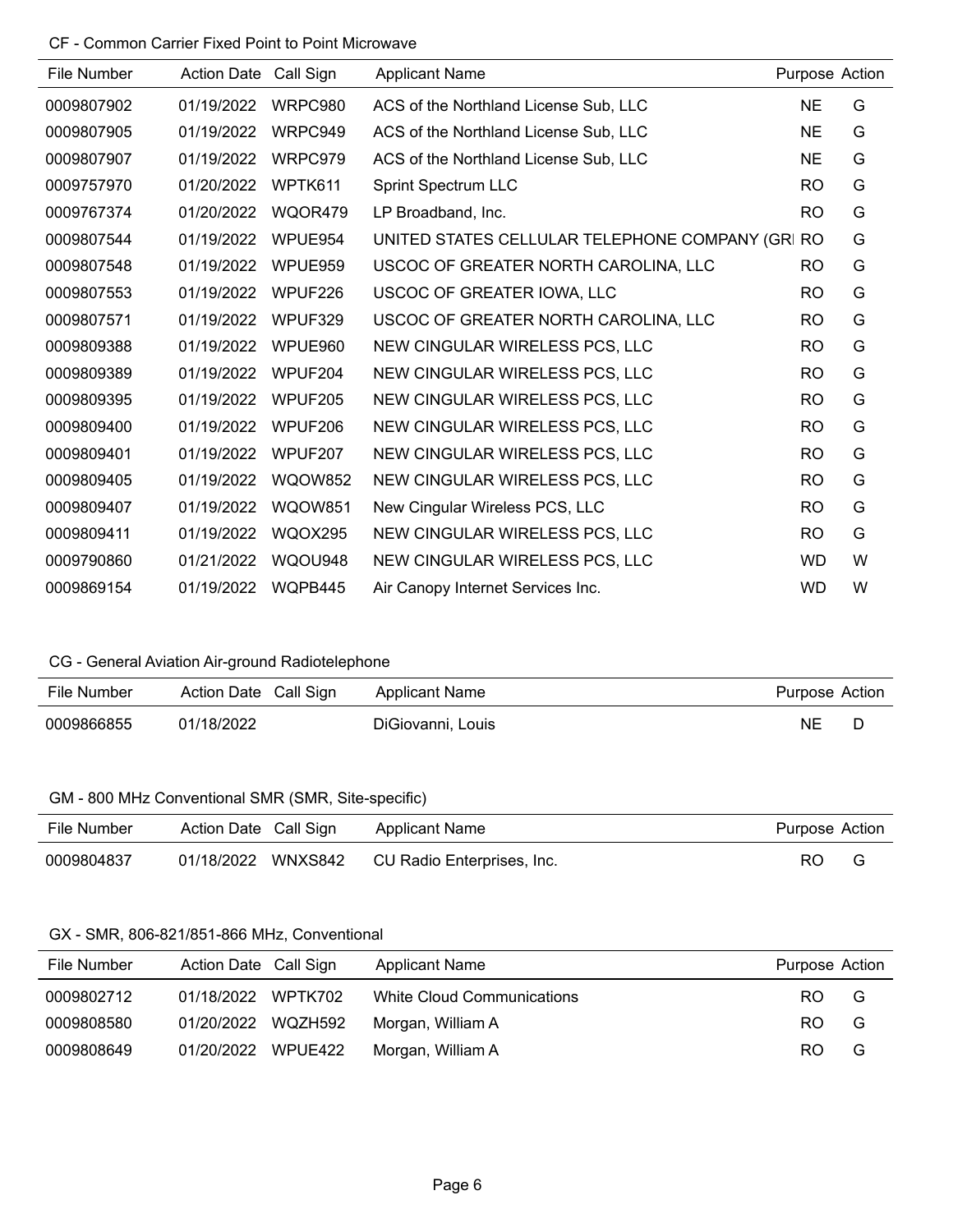CF - Common Carrier Fixed Point to Point Microwave

| File Number | Action Date | Call Sign | Applicant Name | Purpose | Action |
|---|---|---|---|---|---|
| 0009807902 | 01/19/2022 | WRPC980 | ACS of the Northland License Sub, LLC | NE | G |
| 0009807905 | 01/19/2022 | WRPC949 | ACS of the Northland License Sub, LLC | NE | G |
| 0009807907 | 01/19/2022 | WRPC979 | ACS of the Northland License Sub, LLC | NE | G |
| 0009757970 | 01/20/2022 | WPTK611 | Sprint Spectrum LLC | RO | G |
| 0009767374 | 01/20/2022 | WQOR479 | LP Broadband, Inc. | RO | G |
| 0009807544 | 01/19/2022 | WPUE954 | UNITED STATES CELLULAR TELEPHONE COMPANY (GRI | RO | G |
| 0009807548 | 01/19/2022 | WPUE959 | USCOC OF GREATER NORTH CAROLINA, LLC | RO | G |
| 0009807553 | 01/19/2022 | WPUF226 | USCOC OF GREATER IOWA, LLC | RO | G |
| 0009807571 | 01/19/2022 | WPUF329 | USCOC OF GREATER NORTH CAROLINA, LLC | RO | G |
| 0009809388 | 01/19/2022 | WPUE960 | NEW CINGULAR WIRELESS PCS, LLC | RO | G |
| 0009809389 | 01/19/2022 | WPUF204 | NEW CINGULAR WIRELESS PCS, LLC | RO | G |
| 0009809395 | 01/19/2022 | WPUF205 | NEW CINGULAR WIRELESS PCS, LLC | RO | G |
| 0009809400 | 01/19/2022 | WPUF206 | NEW CINGULAR WIRELESS PCS, LLC | RO | G |
| 0009809401 | 01/19/2022 | WPUF207 | NEW CINGULAR WIRELESS PCS, LLC | RO | G |
| 0009809405 | 01/19/2022 | WQOW852 | NEW CINGULAR WIRELESS PCS, LLC | RO | G |
| 0009809407 | 01/19/2022 | WQOW851 | New Cingular Wireless PCS, LLC | RO | G |
| 0009809411 | 01/19/2022 | WQOX295 | NEW CINGULAR WIRELESS PCS, LLC | RO | G |
| 0009790860 | 01/21/2022 | WQOU948 | NEW CINGULAR WIRELESS PCS, LLC | WD | W |
| 0009869154 | 01/19/2022 | WQPB445 | Air Canopy Internet Services Inc. | WD | W |

CG - General Aviation Air-ground Radiotelephone

| File Number | Action Date | Call Sign | Applicant Name | Purpose | Action |
|---|---|---|---|---|---|
| 0009866855 | 01/18/2022 | | DiGiovanni, Louis | NE | D |

GM - 800 MHz Conventional SMR (SMR, Site-specific)

| File Number | Action Date | Call Sign | Applicant Name | Purpose | Action |
|---|---|---|---|---|---|
| 0009804837 | 01/18/2022 | WNXS842 | CU Radio Enterprises, Inc. | RO | G |

GX - SMR, 806-821/851-866 MHz, Conventional

| File Number | Action Date | Call Sign | Applicant Name | Purpose | Action |
|---|---|---|---|---|---|
| 0009802712 | 01/18/2022 | WPTK702 | White Cloud Communications | RO | G |
| 0009808580 | 01/20/2022 | WQZH592 | Morgan, William A | RO | G |
| 0009808649 | 01/20/2022 | WPUE422 | Morgan, William A | RO | G |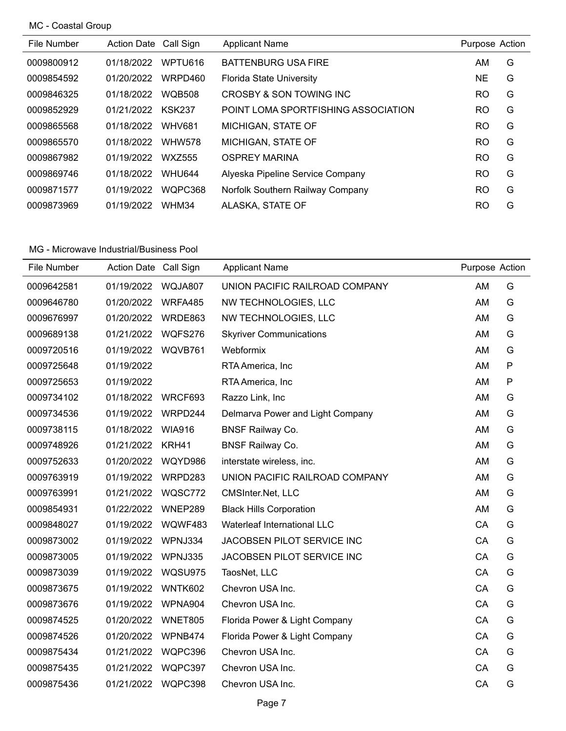MC - Coastal Group

| File Number | Action Date | Call Sign | Applicant Name | Purpose | Action |
|---|---|---|---|---|---|
| 0009800912 | 01/18/2022 | WPTU616 | BATTENBURG USA FIRE | AM | G |
| 0009854592 | 01/20/2022 | WRPD460 | Florida State University | NE | G |
| 0009846325 | 01/18/2022 | WQB508 | CROSBY & SON TOWING INC | RO | G |
| 0009852929 | 01/21/2022 | KSK237 | POINT LOMA SPORTFISHING ASSOCIATION | RO | G |
| 0009865568 | 01/18/2022 | WHV681 | MICHIGAN, STATE OF | RO | G |
| 0009865570 | 01/18/2022 | WHW578 | MICHIGAN, STATE OF | RO | G |
| 0009867982 | 01/19/2022 | WXZ555 | OSPREY MARINA | RO | G |
| 0009869746 | 01/18/2022 | WHU644 | Alyeska Pipeline Service Company | RO | G |
| 0009871577 | 01/19/2022 | WQPC368 | Norfolk Southern Railway Company | RO | G |
| 0009873969 | 01/19/2022 | WHM34 | ALASKA, STATE OF | RO | G |

MG - Microwave Industrial/Business Pool

| File Number | Action Date | Call Sign | Applicant Name | Purpose | Action |
|---|---|---|---|---|---|
| 0009642581 | 01/19/2022 | WQJA807 | UNION PACIFIC RAILROAD COMPANY | AM | G |
| 0009646780 | 01/20/2022 | WRFA485 | NW TECHNOLOGIES, LLC | AM | G |
| 0009676997 | 01/20/2022 | WRDE863 | NW TECHNOLOGIES, LLC | AM | G |
| 0009689138 | 01/21/2022 | WQFS276 | Skyriver Communications | AM | G |
| 0009720516 | 01/19/2022 | WQVB761 | Webformix | AM | G |
| 0009725648 | 01/19/2022 | | RTA America, Inc | AM | P |
| 0009725653 | 01/19/2022 | | RTA America, Inc | AM | P |
| 0009734102 | 01/18/2022 | WRCF693 | Razzo Link, Inc | AM | G |
| 0009734536 | 01/19/2022 | WRPD244 | Delmarva Power and Light Company | AM | G |
| 0009738115 | 01/18/2022 | WIA916 | BNSF Railway Co. | AM | G |
| 0009748926 | 01/21/2022 | KRH41 | BNSF Railway Co. | AM | G |
| 0009752633 | 01/20/2022 | WQYD986 | interstate wireless, inc. | AM | G |
| 0009763919 | 01/19/2022 | WRPD283 | UNION PACIFIC RAILROAD COMPANY | AM | G |
| 0009763991 | 01/21/2022 | WQSC772 | CMSInter.Net, LLC | AM | G |
| 0009854931 | 01/22/2022 | WNEP289 | Black Hills Corporation | AM | G |
| 0009848027 | 01/19/2022 | WQWF483 | Waterleaf International LLC | CA | G |
| 0009873002 | 01/19/2022 | WPNJ334 | JACOBSEN PILOT SERVICE INC | CA | G |
| 0009873005 | 01/19/2022 | WPNJ335 | JACOBSEN PILOT SERVICE INC | CA | G |
| 0009873039 | 01/19/2022 | WQSU975 | TaosNet, LLC | CA | G |
| 0009873675 | 01/19/2022 | WNTK602 | Chevron USA Inc. | CA | G |
| 0009873676 | 01/19/2022 | WPNA904 | Chevron USA Inc. | CA | G |
| 0009874525 | 01/20/2022 | WNET805 | Florida Power & Light Company | CA | G |
| 0009874526 | 01/20/2022 | WPNB474 | Florida Power & Light Company | CA | G |
| 0009875434 | 01/21/2022 | WQPC396 | Chevron USA Inc. | CA | G |
| 0009875435 | 01/21/2022 | WQPC397 | Chevron USA Inc. | CA | G |
| 0009875436 | 01/21/2022 | WQPC398 | Chevron USA Inc. | CA | G |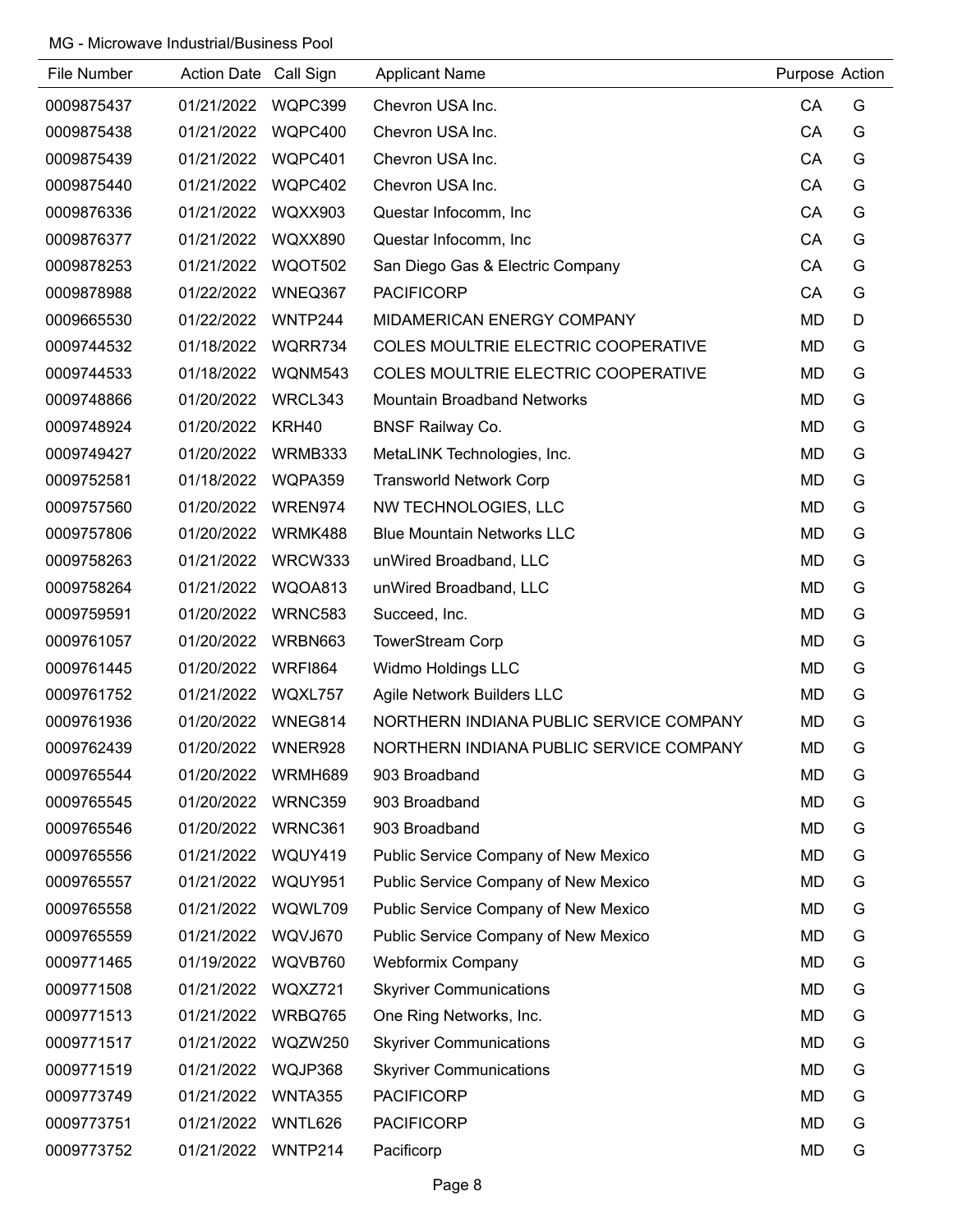MG - Microwave Industrial/Business Pool

| File Number | Action Date | Call Sign | Applicant Name | Purpose | Action |
|---|---|---|---|---|---|
| 0009875437 | 01/21/2022 | WQPC399 | Chevron USA Inc. | CA | G |
| 0009875438 | 01/21/2022 | WQPC400 | Chevron USA Inc. | CA | G |
| 0009875439 | 01/21/2022 | WQPC401 | Chevron USA Inc. | CA | G |
| 0009875440 | 01/21/2022 | WQPC402 | Chevron USA Inc. | CA | G |
| 0009876336 | 01/21/2022 | WQXX903 | Questar Infocomm, Inc | CA | G |
| 0009876377 | 01/21/2022 | WQXX890 | Questar Infocomm, Inc | CA | G |
| 0009878253 | 01/21/2022 | WQOT502 | San Diego Gas & Electric Company | CA | G |
| 0009878988 | 01/22/2022 | WNEQ367 | PACIFICORP | CA | G |
| 0009665530 | 01/22/2022 | WNTP244 | MIDAMERICAN ENERGY COMPANY | MD | D |
| 0009744532 | 01/18/2022 | WQRR734 | COLES MOULTRIE ELECTRIC COOPERATIVE | MD | G |
| 0009744533 | 01/18/2022 | WQNM543 | COLES MOULTRIE ELECTRIC COOPERATIVE | MD | G |
| 0009748866 | 01/20/2022 | WRCL343 | Mountain Broadband Networks | MD | G |
| 0009748924 | 01/20/2022 | KRH40 | BNSF Railway Co. | MD | G |
| 0009749427 | 01/20/2022 | WRMB333 | MetaLINK Technologies, Inc. | MD | G |
| 0009752581 | 01/18/2022 | WQPA359 | Transworld Network Corp | MD | G |
| 0009757560 | 01/20/2022 | WREN974 | NW TECHNOLOGIES, LLC | MD | G |
| 0009757806 | 01/20/2022 | WRMK488 | Blue Mountain Networks LLC | MD | G |
| 0009758263 | 01/21/2022 | WRCW333 | unWired Broadband, LLC | MD | G |
| 0009758264 | 01/21/2022 | WQOA813 | unWired Broadband, LLC | MD | G |
| 0009759591 | 01/20/2022 | WRNC583 | Succeed, Inc. | MD | G |
| 0009761057 | 01/20/2022 | WRBN663 | TowerStream Corp | MD | G |
| 0009761445 | 01/20/2022 | WRFI864 | Widmo Holdings LLC | MD | G |
| 0009761752 | 01/21/2022 | WQXL757 | Agile Network Builders LLC | MD | G |
| 0009761936 | 01/20/2022 | WNEG814 | NORTHERN INDIANA PUBLIC SERVICE COMPANY | MD | G |
| 0009762439 | 01/20/2022 | WNER928 | NORTHERN INDIANA PUBLIC SERVICE COMPANY | MD | G |
| 0009765544 | 01/20/2022 | WRMH689 | 903 Broadband | MD | G |
| 0009765545 | 01/20/2022 | WRNC359 | 903 Broadband | MD | G |
| 0009765546 | 01/20/2022 | WRNC361 | 903 Broadband | MD | G |
| 0009765556 | 01/21/2022 | WQUY419 | Public Service Company of New Mexico | MD | G |
| 0009765557 | 01/21/2022 | WQUY951 | Public Service Company of New Mexico | MD | G |
| 0009765558 | 01/21/2022 | WQWL709 | Public Service Company of New Mexico | MD | G |
| 0009765559 | 01/21/2022 | WQVJ670 | Public Service Company of New Mexico | MD | G |
| 0009771465 | 01/19/2022 | WQVB760 | Webformix Company | MD | G |
| 0009771508 | 01/21/2022 | WQXZ721 | Skyriver Communications | MD | G |
| 0009771513 | 01/21/2022 | WRBQ765 | One Ring Networks, Inc. | MD | G |
| 0009771517 | 01/21/2022 | WQZW250 | Skyriver Communications | MD | G |
| 0009771519 | 01/21/2022 | WQJP368 | Skyriver Communications | MD | G |
| 0009773749 | 01/21/2022 | WNTA355 | PACIFICORP | MD | G |
| 0009773751 | 01/21/2022 | WNTL626 | PACIFICORP | MD | G |
| 0009773752 | 01/21/2022 | WNTP214 | Pacificorp | MD | G |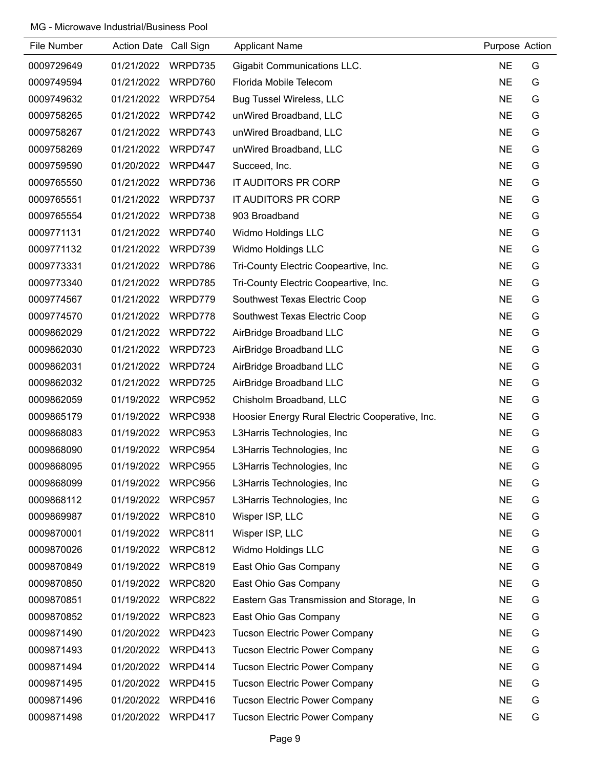MG - Microwave Industrial/Business Pool

| File Number | Action Date | Call Sign | Applicant Name | Purpose | Action |
|---|---|---|---|---|---|
| 0009729649 | 01/21/2022 | WRPD735 | Gigabit Communications LLC. | NE | G |
| 0009749594 | 01/21/2022 | WRPD760 | Florida Mobile Telecom | NE | G |
| 0009749632 | 01/21/2022 | WRPD754 | Bug Tussel Wireless, LLC | NE | G |
| 0009758265 | 01/21/2022 | WRPD742 | unWired Broadband, LLC | NE | G |
| 0009758267 | 01/21/2022 | WRPD743 | unWired Broadband, LLC | NE | G |
| 0009758269 | 01/21/2022 | WRPD747 | unWired Broadband, LLC | NE | G |
| 0009759590 | 01/20/2022 | WRPD447 | Succeed, Inc. | NE | G |
| 0009765550 | 01/21/2022 | WRPD736 | IT AUDITORS PR CORP | NE | G |
| 0009765551 | 01/21/2022 | WRPD737 | IT AUDITORS PR CORP | NE | G |
| 0009765554 | 01/21/2022 | WRPD738 | 903 Broadband | NE | G |
| 0009771131 | 01/21/2022 | WRPD740 | Widmo Holdings LLC | NE | G |
| 0009771132 | 01/21/2022 | WRPD739 | Widmo Holdings LLC | NE | G |
| 0009773331 | 01/21/2022 | WRPD786 | Tri-County Electric Coopeartive, Inc. | NE | G |
| 0009773340 | 01/21/2022 | WRPD785 | Tri-County Electric Coopeartive, Inc. | NE | G |
| 0009774567 | 01/21/2022 | WRPD779 | Southwest Texas Electric Coop | NE | G |
| 0009774570 | 01/21/2022 | WRPD778 | Southwest Texas Electric Coop | NE | G |
| 0009862029 | 01/21/2022 | WRPD722 | AirBridge Broadband LLC | NE | G |
| 0009862030 | 01/21/2022 | WRPD723 | AirBridge Broadband LLC | NE | G |
| 0009862031 | 01/21/2022 | WRPD724 | AirBridge Broadband LLC | NE | G |
| 0009862032 | 01/21/2022 | WRPD725 | AirBridge Broadband LLC | NE | G |
| 0009862059 | 01/19/2022 | WRPC952 | Chisholm Broadband, LLC | NE | G |
| 0009865179 | 01/19/2022 | WRPC938 | Hoosier Energy Rural Electric Cooperative, Inc. | NE | G |
| 0009868083 | 01/19/2022 | WRPC953 | L3Harris Technologies, Inc | NE | G |
| 0009868090 | 01/19/2022 | WRPC954 | L3Harris Technologies, Inc | NE | G |
| 0009868095 | 01/19/2022 | WRPC955 | L3Harris Technologies, Inc | NE | G |
| 0009868099 | 01/19/2022 | WRPC956 | L3Harris Technologies, Inc | NE | G |
| 0009868112 | 01/19/2022 | WRPC957 | L3Harris Technologies, Inc | NE | G |
| 0009869987 | 01/19/2022 | WRPC810 | Wisper ISP, LLC | NE | G |
| 0009870001 | 01/19/2022 | WRPC811 | Wisper ISP, LLC | NE | G |
| 0009870026 | 01/19/2022 | WRPC812 | Widmo Holdings LLC | NE | G |
| 0009870849 | 01/19/2022 | WRPC819 | East Ohio Gas Company | NE | G |
| 0009870850 | 01/19/2022 | WRPC820 | East Ohio Gas Company | NE | G |
| 0009870851 | 01/19/2022 | WRPC822 | Eastern Gas Transmission and Storage, In | NE | G |
| 0009870852 | 01/19/2022 | WRPC823 | East Ohio Gas Company | NE | G |
| 0009871490 | 01/20/2022 | WRPD423 | Tucson Electric Power Company | NE | G |
| 0009871493 | 01/20/2022 | WRPD413 | Tucson Electric Power Company | NE | G |
| 0009871494 | 01/20/2022 | WRPD414 | Tucson Electric Power Company | NE | G |
| 0009871495 | 01/20/2022 | WRPD415 | Tucson Electric Power Company | NE | G |
| 0009871496 | 01/20/2022 | WRPD416 | Tucson Electric Power Company | NE | G |
| 0009871498 | 01/20/2022 | WRPD417 | Tucson Electric Power Company | NE | G |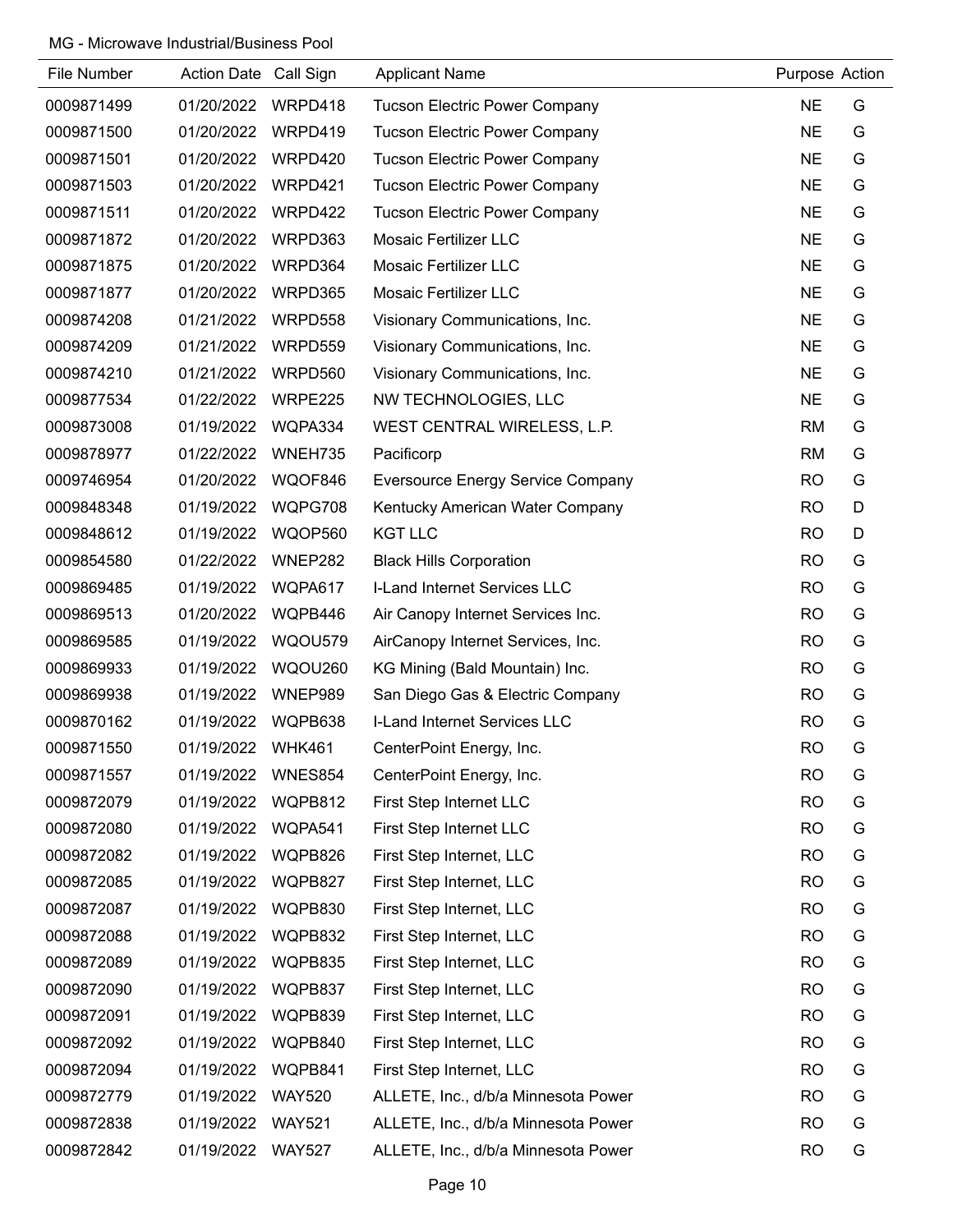MG - Microwave Industrial/Business Pool

| File Number | Action Date | Call Sign | Applicant Name | Purpose | Action |
|---|---|---|---|---|---|
| 0009871499 | 01/20/2022 | WRPD418 | Tucson Electric Power Company | NE | G |
| 0009871500 | 01/20/2022 | WRPD419 | Tucson Electric Power Company | NE | G |
| 0009871501 | 01/20/2022 | WRPD420 | Tucson Electric Power Company | NE | G |
| 0009871503 | 01/20/2022 | WRPD421 | Tucson Electric Power Company | NE | G |
| 0009871511 | 01/20/2022 | WRPD422 | Tucson Electric Power Company | NE | G |
| 0009871872 | 01/20/2022 | WRPD363 | Mosaic Fertilizer LLC | NE | G |
| 0009871875 | 01/20/2022 | WRPD364 | Mosaic Fertilizer LLC | NE | G |
| 0009871877 | 01/20/2022 | WRPD365 | Mosaic Fertilizer LLC | NE | G |
| 0009874208 | 01/21/2022 | WRPD558 | Visionary Communications, Inc. | NE | G |
| 0009874209 | 01/21/2022 | WRPD559 | Visionary Communications, Inc. | NE | G |
| 0009874210 | 01/21/2022 | WRPD560 | Visionary Communications, Inc. | NE | G |
| 0009877534 | 01/22/2022 | WRPE225 | NW TECHNOLOGIES, LLC | NE | G |
| 0009873008 | 01/19/2022 | WQPA334 | WEST CENTRAL WIRELESS, L.P. | RM | G |
| 0009878977 | 01/22/2022 | WNEH735 | Pacificorp | RM | G |
| 0009746954 | 01/20/2022 | WQOF846 | Eversource Energy Service Company | RO | G |
| 0009848348 | 01/19/2022 | WQPG708 | Kentucky American Water Company | RO | D |
| 0009848612 | 01/19/2022 | WQOP560 | KGT LLC | RO | D |
| 0009854580 | 01/22/2022 | WNEP282 | Black Hills Corporation | RO | G |
| 0009869485 | 01/19/2022 | WQPA617 | I-Land Internet Services LLC | RO | G |
| 0009869513 | 01/20/2022 | WQPB446 | Air Canopy Internet Services Inc. | RO | G |
| 0009869585 | 01/19/2022 | WQOU579 | AirCanopy Internet Services, Inc. | RO | G |
| 0009869933 | 01/19/2022 | WQOU260 | KG Mining (Bald Mountain) Inc. | RO | G |
| 0009869938 | 01/19/2022 | WNEP989 | San Diego Gas & Electric Company | RO | G |
| 0009870162 | 01/19/2022 | WQPB638 | I-Land Internet Services LLC | RO | G |
| 0009871550 | 01/19/2022 | WHK461 | CenterPoint Energy, Inc. | RO | G |
| 0009871557 | 01/19/2022 | WNES854 | CenterPoint Energy, Inc. | RO | G |
| 0009872079 | 01/19/2022 | WQPB812 | First Step Internet LLC | RO | G |
| 0009872080 | 01/19/2022 | WQPA541 | First Step Internet LLC | RO | G |
| 0009872082 | 01/19/2022 | WQPB826 | First Step Internet, LLC | RO | G |
| 0009872085 | 01/19/2022 | WQPB827 | First Step Internet, LLC | RO | G |
| 0009872087 | 01/19/2022 | WQPB830 | First Step Internet, LLC | RO | G |
| 0009872088 | 01/19/2022 | WQPB832 | First Step Internet, LLC | RO | G |
| 0009872089 | 01/19/2022 | WQPB835 | First Step Internet, LLC | RO | G |
| 0009872090 | 01/19/2022 | WQPB837 | First Step Internet, LLC | RO | G |
| 0009872091 | 01/19/2022 | WQPB839 | First Step Internet, LLC | RO | G |
| 0009872092 | 01/19/2022 | WQPB840 | First Step Internet, LLC | RO | G |
| 0009872094 | 01/19/2022 | WQPB841 | First Step Internet, LLC | RO | G |
| 0009872779 | 01/19/2022 | WAY520 | ALLETE, Inc., d/b/a Minnesota Power | RO | G |
| 0009872838 | 01/19/2022 | WAY521 | ALLETE, Inc., d/b/a Minnesota Power | RO | G |
| 0009872842 | 01/19/2022 | WAY527 | ALLETE, Inc., d/b/a Minnesota Power | RO | G |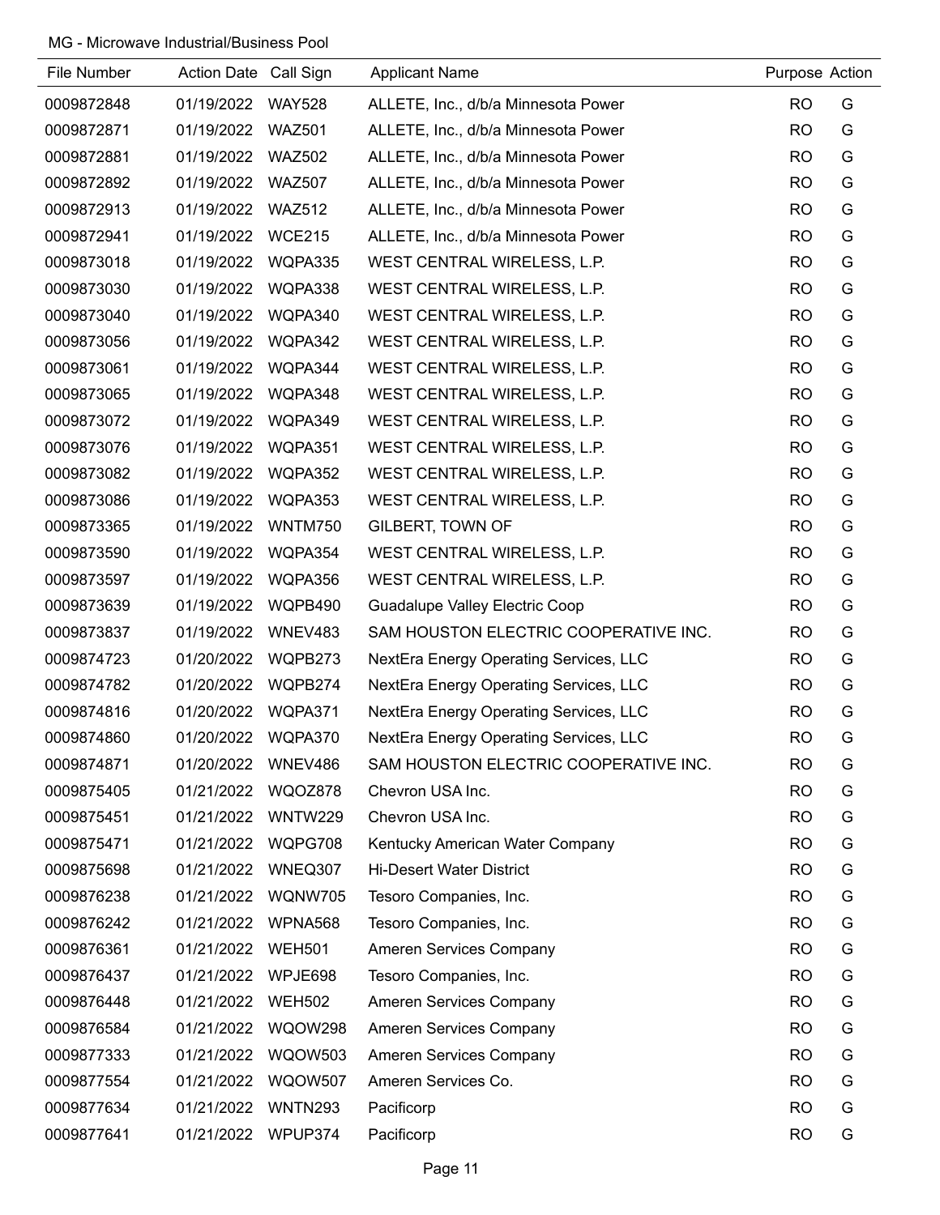MG - Microwave Industrial/Business Pool

| File Number | Action Date | Call Sign | Applicant Name | Purpose | Action |
|---|---|---|---|---|---|
| 0009872848 | 01/19/2022 | WAY528 | ALLETE, Inc., d/b/a Minnesota Power | RO | G |
| 0009872871 | 01/19/2022 | WAZ501 | ALLETE, Inc., d/b/a Minnesota Power | RO | G |
| 0009872881 | 01/19/2022 | WAZ502 | ALLETE, Inc., d/b/a Minnesota Power | RO | G |
| 0009872892 | 01/19/2022 | WAZ507 | ALLETE, Inc., d/b/a Minnesota Power | RO | G |
| 0009872913 | 01/19/2022 | WAZ512 | ALLETE, Inc., d/b/a Minnesota Power | RO | G |
| 0009872941 | 01/19/2022 | WCE215 | ALLETE, Inc., d/b/a Minnesota Power | RO | G |
| 0009873018 | 01/19/2022 | WQPA335 | WEST CENTRAL WIRELESS, L.P. | RO | G |
| 0009873030 | 01/19/2022 | WQPA338 | WEST CENTRAL WIRELESS, L.P. | RO | G |
| 0009873040 | 01/19/2022 | WQPA340 | WEST CENTRAL WIRELESS, L.P. | RO | G |
| 0009873056 | 01/19/2022 | WQPA342 | WEST CENTRAL WIRELESS, L.P. | RO | G |
| 0009873061 | 01/19/2022 | WQPA344 | WEST CENTRAL WIRELESS, L.P. | RO | G |
| 0009873065 | 01/19/2022 | WQPA348 | WEST CENTRAL WIRELESS, L.P. | RO | G |
| 0009873072 | 01/19/2022 | WQPA349 | WEST CENTRAL WIRELESS, L.P. | RO | G |
| 0009873076 | 01/19/2022 | WQPA351 | WEST CENTRAL WIRELESS, L.P. | RO | G |
| 0009873082 | 01/19/2022 | WQPA352 | WEST CENTRAL WIRELESS, L.P. | RO | G |
| 0009873086 | 01/19/2022 | WQPA353 | WEST CENTRAL WIRELESS, L.P. | RO | G |
| 0009873365 | 01/19/2022 | WNTM750 | GILBERT, TOWN OF | RO | G |
| 0009873590 | 01/19/2022 | WQPA354 | WEST CENTRAL WIRELESS, L.P. | RO | G |
| 0009873597 | 01/19/2022 | WQPA356 | WEST CENTRAL WIRELESS, L.P. | RO | G |
| 0009873639 | 01/19/2022 | WQPB490 | Guadalupe Valley Electric Coop | RO | G |
| 0009873837 | 01/19/2022 | WNEV483 | SAM HOUSTON ELECTRIC COOPERATIVE INC. | RO | G |
| 0009874723 | 01/20/2022 | WQPB273 | NextEra Energy Operating Services, LLC | RO | G |
| 0009874782 | 01/20/2022 | WQPB274 | NextEra Energy Operating Services, LLC | RO | G |
| 0009874816 | 01/20/2022 | WQPA371 | NextEra Energy Operating Services, LLC | RO | G |
| 0009874860 | 01/20/2022 | WQPA370 | NextEra Energy Operating Services, LLC | RO | G |
| 0009874871 | 01/20/2022 | WNEV486 | SAM HOUSTON ELECTRIC COOPERATIVE INC. | RO | G |
| 0009875405 | 01/21/2022 | WQOZ878 | Chevron USA Inc. | RO | G |
| 0009875451 | 01/21/2022 | WNTW229 | Chevron USA Inc. | RO | G |
| 0009875471 | 01/21/2022 | WQPG708 | Kentucky American Water Company | RO | G |
| 0009875698 | 01/21/2022 | WNEQ307 | Hi-Desert Water District | RO | G |
| 0009876238 | 01/21/2022 | WQNW705 | Tesoro Companies, Inc. | RO | G |
| 0009876242 | 01/21/2022 | WPNA568 | Tesoro Companies, Inc. | RO | G |
| 0009876361 | 01/21/2022 | WEH501 | Ameren Services Company | RO | G |
| 0009876437 | 01/21/2022 | WPJE698 | Tesoro Companies, Inc. | RO | G |
| 0009876448 | 01/21/2022 | WEH502 | Ameren Services Company | RO | G |
| 0009876584 | 01/21/2022 | WQOW298 | Ameren Services Company | RO | G |
| 0009877333 | 01/21/2022 | WQOW503 | Ameren Services Company | RO | G |
| 0009877554 | 01/21/2022 | WQOW507 | Ameren Services Co. | RO | G |
| 0009877634 | 01/21/2022 | WNTN293 | Pacificorp | RO | G |
| 0009877641 | 01/21/2022 | WPUP374 | Pacificorp | RO | G |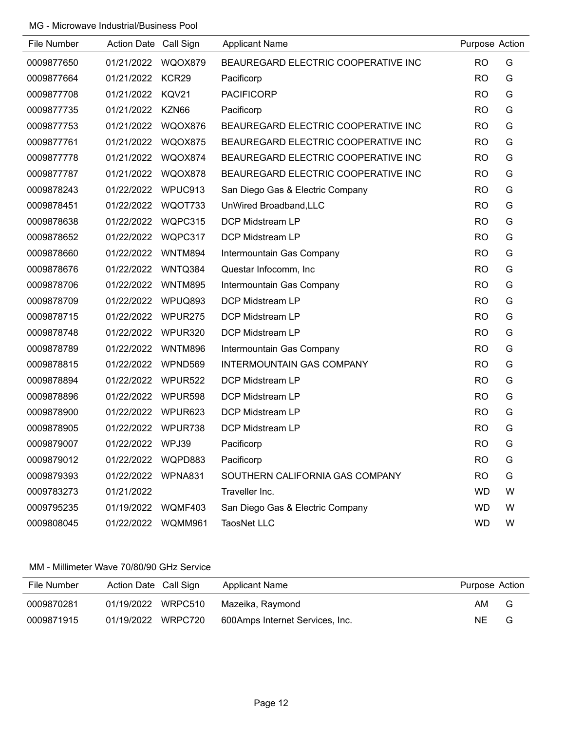MG - Microwave Industrial/Business Pool

| File Number | Action Date | Call Sign | Applicant Name | Purpose | Action |
|---|---|---|---|---|---|
| 0009877650 | 01/21/2022 | WQOX879 | BEAUREGARD ELECTRIC COOPERATIVE INC | RO | G |
| 0009877664 | 01/21/2022 | KCR29 | Pacificorp | RO | G |
| 0009877708 | 01/21/2022 | KQV21 | PACIFICORP | RO | G |
| 0009877735 | 01/21/2022 | KZN66 | Pacificorp | RO | G |
| 0009877753 | 01/21/2022 | WQOX876 | BEAUREGARD ELECTRIC COOPERATIVE INC | RO | G |
| 0009877761 | 01/21/2022 | WQOX875 | BEAUREGARD ELECTRIC COOPERATIVE INC | RO | G |
| 0009877778 | 01/21/2022 | WQOX874 | BEAUREGARD ELECTRIC COOPERATIVE INC | RO | G |
| 0009877787 | 01/21/2022 | WQOX878 | BEAUREGARD ELECTRIC COOPERATIVE INC | RO | G |
| 0009878243 | 01/22/2022 | WPUC913 | San Diego Gas & Electric Company | RO | G |
| 0009878451 | 01/22/2022 | WQOT733 | UnWired Broadband,LLC | RO | G |
| 0009878638 | 01/22/2022 | WQPC315 | DCP Midstream LP | RO | G |
| 0009878652 | 01/22/2022 | WQPC317 | DCP Midstream LP | RO | G |
| 0009878660 | 01/22/2022 | WNTM894 | Intermountain Gas Company | RO | G |
| 0009878676 | 01/22/2022 | WNTQ384 | Questar Infocomm, Inc | RO | G |
| 0009878706 | 01/22/2022 | WNTM895 | Intermountain Gas Company | RO | G |
| 0009878709 | 01/22/2022 | WPUQ893 | DCP Midstream LP | RO | G |
| 0009878715 | 01/22/2022 | WPUR275 | DCP Midstream LP | RO | G |
| 0009878748 | 01/22/2022 | WPUR320 | DCP Midstream LP | RO | G |
| 0009878789 | 01/22/2022 | WNTM896 | Intermountain Gas Company | RO | G |
| 0009878815 | 01/22/2022 | WPND569 | INTERMOUNTAIN GAS COMPANY | RO | G |
| 0009878894 | 01/22/2022 | WPUR522 | DCP Midstream LP | RO | G |
| 0009878896 | 01/22/2022 | WPUR598 | DCP Midstream LP | RO | G |
| 0009878900 | 01/22/2022 | WPUR623 | DCP Midstream LP | RO | G |
| 0009878905 | 01/22/2022 | WPUR738 | DCP Midstream LP | RO | G |
| 0009879007 | 01/22/2022 | WPJ39 | Pacificorp | RO | G |
| 0009879012 | 01/22/2022 | WQPD883 | Pacificorp | RO | G |
| 0009879393 | 01/22/2022 | WPNA831 | SOUTHERN CALIFORNIA GAS COMPANY | RO | G |
| 0009783273 | 01/21/2022 | | Traveller Inc. | WD | W |
| 0009795235 | 01/19/2022 | WQMF403 | San Diego Gas & Electric Company | WD | W |
| 0009808045 | 01/22/2022 | WQMM961 | TaosNet LLC | WD | W |

MM - Millimeter Wave 70/80/90 GHz Service

| File Number | Action Date | Call Sign | Applicant Name | Purpose | Action |
|---|---|---|---|---|---|
| 0009870281 | 01/19/2022 | WRPC510 | Mazeika, Raymond | AM | G |
| 0009871915 | 01/19/2022 | WRPC720 | 600Amps Internet Services, Inc. | NE | G |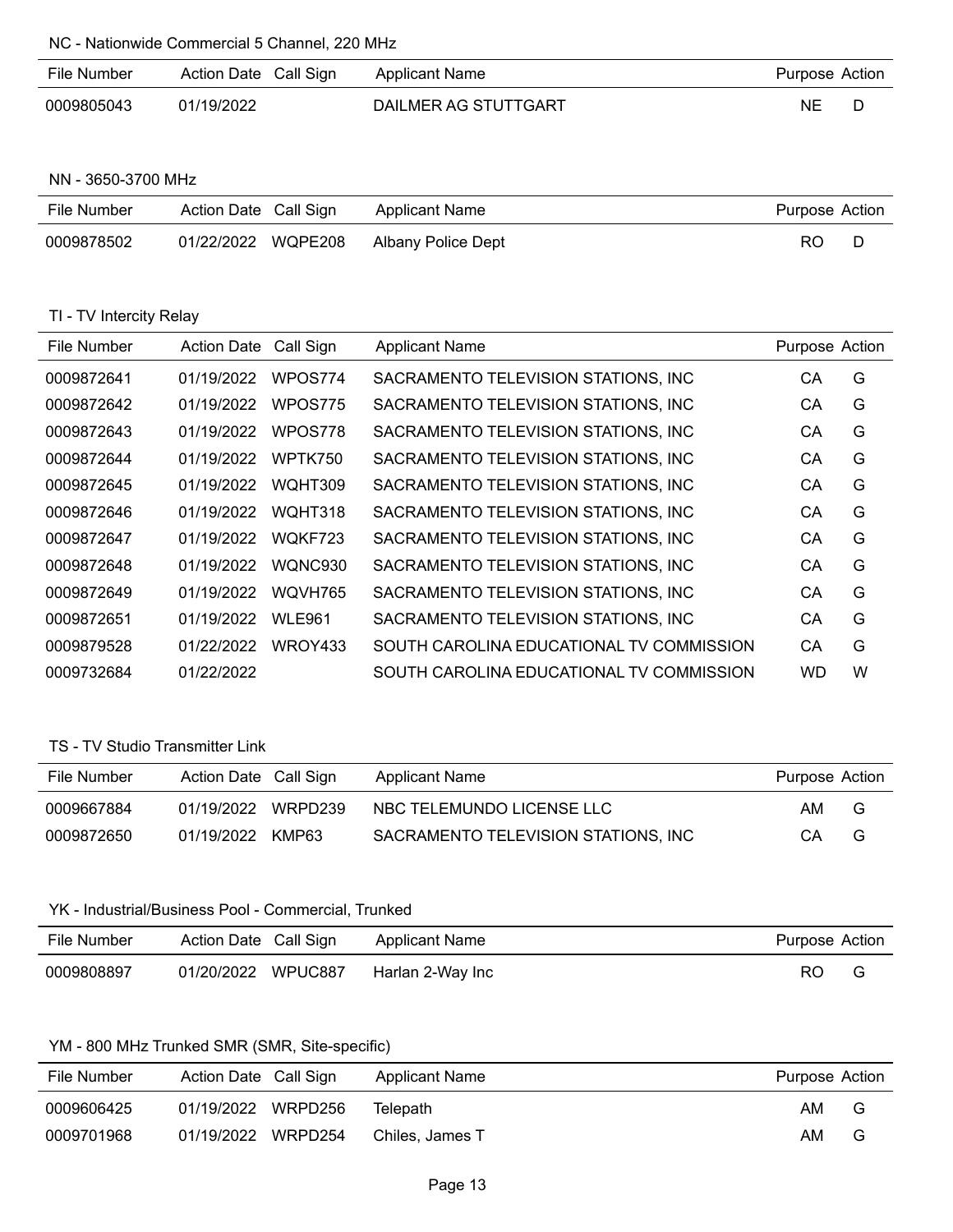NC - Nationwide Commercial 5 Channel, 220 MHz

| File Number | Action Date | Call Sign | Applicant Name | Purpose | Action |
| --- | --- | --- | --- | --- | --- |
| 0009805043 | 01/19/2022 | | DAILMER AG STUTTGART | NE | D |

NN - 3650-3700 MHz

| File Number | Action Date | Call Sign | Applicant Name | Purpose | Action |
| --- | --- | --- | --- | --- | --- |
| 0009878502 | 01/22/2022 | WQPE208 | Albany Police Dept | RO | D |

TI - TV Intercity Relay

| File Number | Action Date | Call Sign | Applicant Name | Purpose | Action |
| --- | --- | --- | --- | --- | --- |
| 0009872641 | 01/19/2022 | WPOS774 | SACRAMENTO TELEVISION STATIONS, INC | CA | G |
| 0009872642 | 01/19/2022 | WPOS775 | SACRAMENTO TELEVISION STATIONS, INC | CA | G |
| 0009872643 | 01/19/2022 | WPOS778 | SACRAMENTO TELEVISION STATIONS, INC | CA | G |
| 0009872644 | 01/19/2022 | WPTK750 | SACRAMENTO TELEVISION STATIONS, INC | CA | G |
| 0009872645 | 01/19/2022 | WQHT309 | SACRAMENTO TELEVISION STATIONS, INC | CA | G |
| 0009872646 | 01/19/2022 | WQHT318 | SACRAMENTO TELEVISION STATIONS, INC | CA | G |
| 0009872647 | 01/19/2022 | WQKF723 | SACRAMENTO TELEVISION STATIONS, INC | CA | G |
| 0009872648 | 01/19/2022 | WQNC930 | SACRAMENTO TELEVISION STATIONS, INC | CA | G |
| 0009872649 | 01/19/2022 | WQVH765 | SACRAMENTO TELEVISION STATIONS, INC | CA | G |
| 0009872651 | 01/19/2022 | WLE961 | SACRAMENTO TELEVISION STATIONS, INC | CA | G |
| 0009879528 | 01/22/2022 | WROY433 | SOUTH CAROLINA EDUCATIONAL TV COMMISSION | CA | G |
| 0009732684 | 01/22/2022 | | SOUTH CAROLINA EDUCATIONAL TV COMMISSION | WD | W |

TS - TV Studio Transmitter Link

| File Number | Action Date | Call Sign | Applicant Name | Purpose | Action |
| --- | --- | --- | --- | --- | --- |
| 0009667884 | 01/19/2022 | WRPD239 | NBC TELEMUNDO LICENSE LLC | AM | G |
| 0009872650 | 01/19/2022 | KMP63 | SACRAMENTO TELEVISION STATIONS, INC | CA | G |

YK - Industrial/Business Pool - Commercial, Trunked

| File Number | Action Date | Call Sign | Applicant Name | Purpose | Action |
| --- | --- | --- | --- | --- | --- |
| 0009808897 | 01/20/2022 | WPUC887 | Harlan 2-Way Inc | RO | G |

YM - 800 MHz Trunked SMR (SMR, Site-specific)

| File Number | Action Date | Call Sign | Applicant Name | Purpose | Action |
| --- | --- | --- | --- | --- | --- |
| 0009606425 | 01/19/2022 | WRPD256 | Telepath | AM | G |
| 0009701968 | 01/19/2022 | WRPD254 | Chiles, James T | AM | G |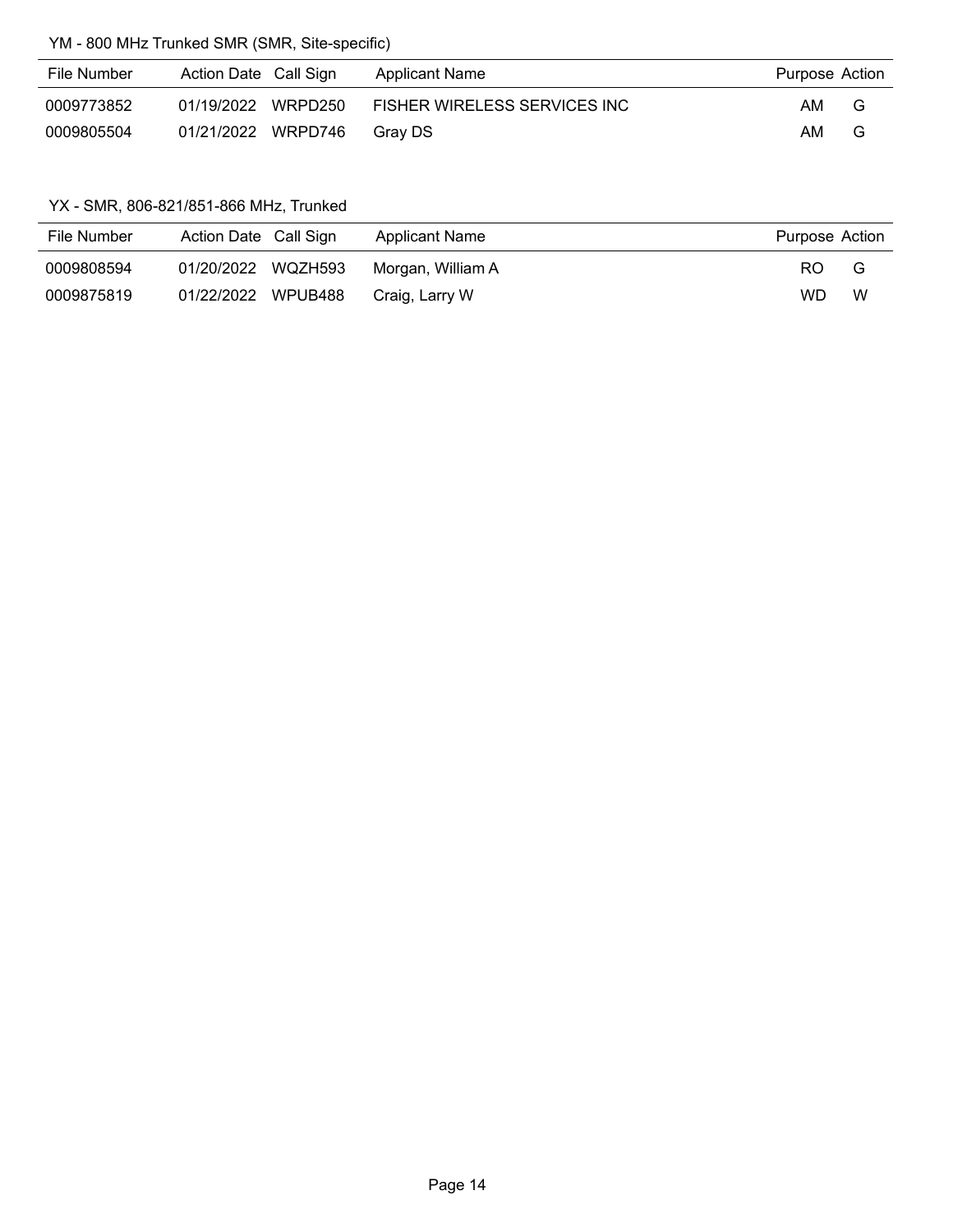YM - 800 MHz Trunked SMR (SMR, Site-specific)

| File Number | Action Date | Call Sign | Applicant Name | Purpose | Action |
| --- | --- | --- | --- | --- | --- |
| 0009773852 | 01/19/2022 | WRPD250 | FISHER WIRELESS SERVICES INC | AM | G |
| 0009805504 | 01/21/2022 | WRPD746 | Gray DS | AM | G |

YX - SMR, 806-821/851-866 MHz, Trunked

| File Number | Action Date | Call Sign | Applicant Name | Purpose | Action |
| --- | --- | --- | --- | --- | --- |
| 0009808594 | 01/20/2022 | WQZH593 | Morgan, William A | RO | G |
| 0009875819 | 01/22/2022 | WPUB488 | Craig, Larry W | WD | W |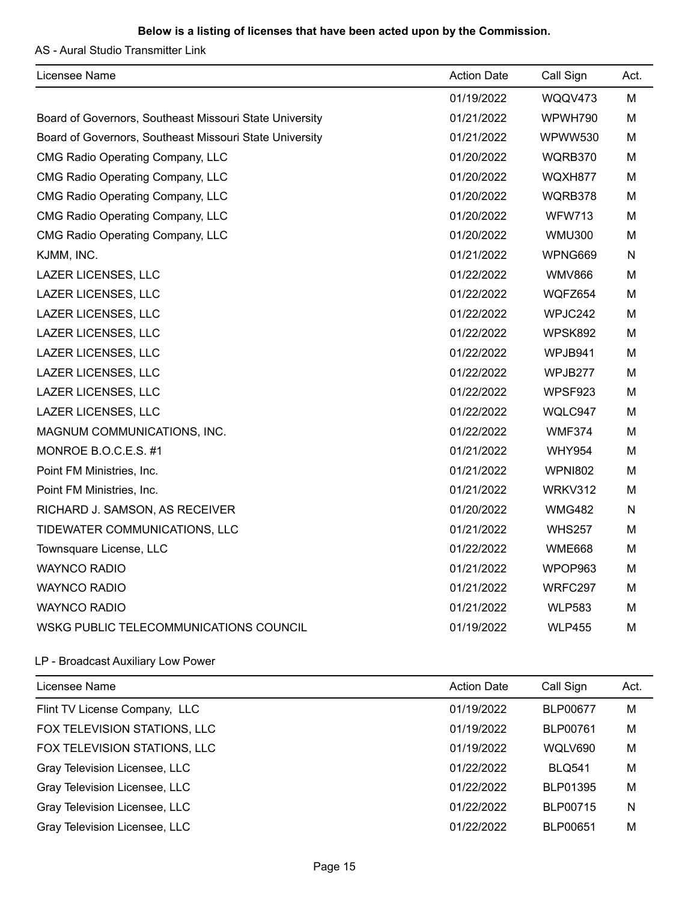**Below is a listing of licenses that have been acted upon by the Commission.**

AS - Aural Studio Transmitter Link

| Licensee Name | Action Date | Call Sign | Act. |
|---|---|---|---|
| | 01/19/2022 | WQQV473 | M |
| Board of Governors, Southeast Missouri State University | 01/21/2022 | WPWH790 | M |
| Board of Governors, Southeast Missouri State University | 01/21/2022 | WPWW530 | M |
| CMG Radio Operating Company, LLC | 01/20/2022 | WQRB370 | M |
| CMG Radio Operating Company, LLC | 01/20/2022 | WQXH877 | M |
| CMG Radio Operating Company, LLC | 01/20/2022 | WQRB378 | M |
| CMG Radio Operating Company, LLC | 01/20/2022 | WFW713 | M |
| CMG Radio Operating Company, LLC | 01/20/2022 | WMU300 | M |
| KJMM, INC. | 01/21/2022 | WPNG669 | N |
| LAZER LICENSES, LLC | 01/22/2022 | WMV866 | M |
| LAZER LICENSES, LLC | 01/22/2022 | WQFZ654 | M |
| LAZER LICENSES, LLC | 01/22/2022 | WPJC242 | M |
| LAZER LICENSES, LLC | 01/22/2022 | WPSK892 | M |
| LAZER LICENSES, LLC | 01/22/2022 | WPJB941 | M |
| LAZER LICENSES, LLC | 01/22/2022 | WPJB277 | M |
| LAZER LICENSES, LLC | 01/22/2022 | WPSF923 | M |
| LAZER LICENSES, LLC | 01/22/2022 | WQLC947 | M |
| MAGNUM COMMUNICATIONS, INC. | 01/22/2022 | WMF374 | M |
| MONROE B.O.C.E.S. #1 | 01/21/2022 | WHY954 | M |
| Point FM Ministries, Inc. | 01/21/2022 | WPNI802 | M |
| Point FM Ministries, Inc. | 01/21/2022 | WRKV312 | M |
| RICHARD J. SAMSON, AS RECEIVER | 01/20/2022 | WMG482 | N |
| TIDEWATER COMMUNICATIONS, LLC | 01/21/2022 | WHS257 | M |
| Townsquare License, LLC | 01/22/2022 | WME668 | M |
| WAYNCO RADIO | 01/21/2022 | WPOP963 | M |
| WAYNCO RADIO | 01/21/2022 | WRFC297 | M |
| WAYNCO RADIO | 01/21/2022 | WLP583 | M |
| WSKG PUBLIC TELECOMMUNICATIONS COUNCIL | 01/19/2022 | WLP455 | M |

LP - Broadcast Auxiliary Low Power

| Licensee Name | Action Date | Call Sign | Act. |
|---|---|---|---|
| Flint TV License Company, LLC | 01/19/2022 | BLP00677 | M |
| FOX TELEVISION STATIONS, LLC | 01/19/2022 | BLP00761 | M |
| FOX TELEVISION STATIONS, LLC | 01/19/2022 | WQLV690 | M |
| Gray Television Licensee, LLC | 01/22/2022 | BLQ541 | M |
| Gray Television Licensee, LLC | 01/22/2022 | BLP01395 | M |
| Gray Television Licensee, LLC | 01/22/2022 | BLP00715 | N |
| Gray Television Licensee, LLC | 01/22/2022 | BLP00651 | M |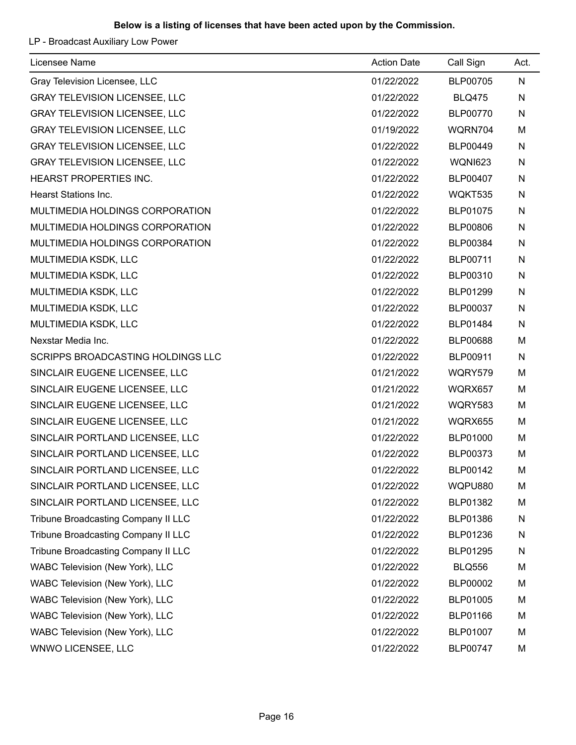**Below is a listing of licenses that have been acted upon by the Commission.**

LP - Broadcast Auxiliary Low Power

| Licensee Name | Action Date | Call Sign | Act. |
| --- | --- | --- | --- |
| Gray Television Licensee, LLC | 01/22/2022 | BLP00705 | N |
| GRAY TELEVISION LICENSEE, LLC | 01/22/2022 | BLQ475 | N |
| GRAY TELEVISION LICENSEE, LLC | 01/22/2022 | BLP00770 | N |
| GRAY TELEVISION LICENSEE, LLC | 01/19/2022 | WQRN704 | M |
| GRAY TELEVISION LICENSEE, LLC | 01/22/2022 | BLP00449 | N |
| GRAY TELEVISION LICENSEE, LLC | 01/22/2022 | WQNI623 | N |
| HEARST PROPERTIES INC. | 01/22/2022 | BLP00407 | N |
| Hearst Stations Inc. | 01/22/2022 | WQKT535 | N |
| MULTIMEDIA HOLDINGS CORPORATION | 01/22/2022 | BLP01075 | N |
| MULTIMEDIA HOLDINGS CORPORATION | 01/22/2022 | BLP00806 | N |
| MULTIMEDIA HOLDINGS CORPORATION | 01/22/2022 | BLP00384 | N |
| MULTIMEDIA KSDK, LLC | 01/22/2022 | BLP00711 | N |
| MULTIMEDIA KSDK, LLC | 01/22/2022 | BLP00310 | N |
| MULTIMEDIA KSDK, LLC | 01/22/2022 | BLP01299 | N |
| MULTIMEDIA KSDK, LLC | 01/22/2022 | BLP00037 | N |
| MULTIMEDIA KSDK, LLC | 01/22/2022 | BLP01484 | N |
| Nexstar Media Inc. | 01/22/2022 | BLP00688 | M |
| SCRIPPS BROADCASTING HOLDINGS LLC | 01/22/2022 | BLP00911 | N |
| SINCLAIR EUGENE LICENSEE, LLC | 01/21/2022 | WQRY579 | M |
| SINCLAIR EUGENE LICENSEE, LLC | 01/21/2022 | WQRX657 | M |
| SINCLAIR EUGENE LICENSEE, LLC | 01/21/2022 | WQRY583 | M |
| SINCLAIR EUGENE LICENSEE, LLC | 01/21/2022 | WQRX655 | M |
| SINCLAIR PORTLAND LICENSEE, LLC | 01/22/2022 | BLP01000 | M |
| SINCLAIR PORTLAND LICENSEE, LLC | 01/22/2022 | BLP00373 | M |
| SINCLAIR PORTLAND LICENSEE, LLC | 01/22/2022 | BLP00142 | M |
| SINCLAIR PORTLAND LICENSEE, LLC | 01/22/2022 | WQPU880 | M |
| SINCLAIR PORTLAND LICENSEE, LLC | 01/22/2022 | BLP01382 | M |
| Tribune Broadcasting Company II LLC | 01/22/2022 | BLP01386 | N |
| Tribune Broadcasting Company II LLC | 01/22/2022 | BLP01236 | N |
| Tribune Broadcasting Company II LLC | 01/22/2022 | BLP01295 | N |
| WABC Television (New York), LLC | 01/22/2022 | BLQ556 | M |
| WABC Television (New York), LLC | 01/22/2022 | BLP00002 | M |
| WABC Television (New York), LLC | 01/22/2022 | BLP01005 | M |
| WABC Television (New York), LLC | 01/22/2022 | BLP01166 | M |
| WABC Television (New York), LLC | 01/22/2022 | BLP01007 | M |
| WNWO LICENSEE, LLC | 01/22/2022 | BLP00747 | M |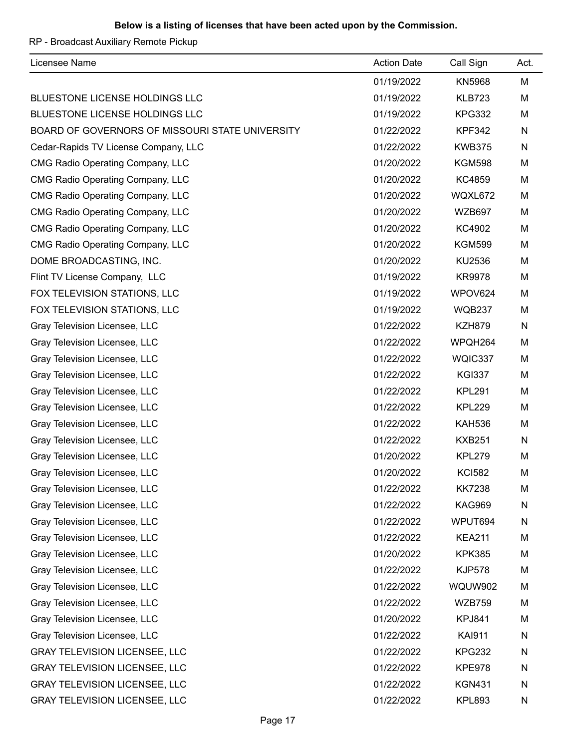**Below is a listing of licenses that have been acted upon by the Commission.**

RP - Broadcast Auxiliary Remote Pickup

| Licensee Name | Action Date | Call Sign | Act. |
| --- | --- | --- | --- |
| | 01/19/2022 | KN5968 | M |
| BLUESTONE LICENSE HOLDINGS LLC | 01/19/2022 | KLB723 | M |
| BLUESTONE LICENSE HOLDINGS LLC | 01/19/2022 | KPG332 | M |
| BOARD OF GOVERNORS OF MISSOURI STATE UNIVERSITY | 01/22/2022 | KPF342 | N |
| Cedar-Rapids TV License Company, LLC | 01/22/2022 | KWB375 | N |
| CMG Radio Operating Company, LLC | 01/20/2022 | KGM598 | M |
| CMG Radio Operating Company, LLC | 01/20/2022 | KC4859 | M |
| CMG Radio Operating Company, LLC | 01/20/2022 | WQXL672 | M |
| CMG Radio Operating Company, LLC | 01/20/2022 | WZB697 | M |
| CMG Radio Operating Company, LLC | 01/20/2022 | KC4902 | M |
| CMG Radio Operating Company, LLC | 01/20/2022 | KGM599 | M |
| DOME BROADCASTING, INC. | 01/20/2022 | KU2536 | M |
| Flint TV License Company, LLC | 01/19/2022 | KR9978 | M |
| FOX TELEVISION STATIONS, LLC | 01/19/2022 | WPOV624 | M |
| FOX TELEVISION STATIONS, LLC | 01/19/2022 | WQB237 | M |
| Gray Television Licensee, LLC | 01/22/2022 | KZH879 | N |
| Gray Television Licensee, LLC | 01/22/2022 | WPQH264 | M |
| Gray Television Licensee, LLC | 01/22/2022 | WQIC337 | M |
| Gray Television Licensee, LLC | 01/22/2022 | KGI337 | M |
| Gray Television Licensee, LLC | 01/22/2022 | KPL291 | M |
| Gray Television Licensee, LLC | 01/22/2022 | KPL229 | M |
| Gray Television Licensee, LLC | 01/22/2022 | KAH536 | M |
| Gray Television Licensee, LLC | 01/22/2022 | KXB251 | N |
| Gray Television Licensee, LLC | 01/20/2022 | KPL279 | M |
| Gray Television Licensee, LLC | 01/20/2022 | KCI582 | M |
| Gray Television Licensee, LLC | 01/22/2022 | KK7238 | M |
| Gray Television Licensee, LLC | 01/22/2022 | KAG969 | N |
| Gray Television Licensee, LLC | 01/22/2022 | WPUT694 | N |
| Gray Television Licensee, LLC | 01/22/2022 | KEA211 | M |
| Gray Television Licensee, LLC | 01/20/2022 | KPK385 | M |
| Gray Television Licensee, LLC | 01/22/2022 | KJP578 | M |
| Gray Television Licensee, LLC | 01/22/2022 | WQUW902 | M |
| Gray Television Licensee, LLC | 01/22/2022 | WZB759 | M |
| Gray Television Licensee, LLC | 01/20/2022 | KPJ841 | M |
| Gray Television Licensee, LLC | 01/22/2022 | KAI911 | N |
| GRAY TELEVISION LICENSEE, LLC | 01/22/2022 | KPG232 | N |
| GRAY TELEVISION LICENSEE, LLC | 01/22/2022 | KPE978 | N |
| GRAY TELEVISION LICENSEE, LLC | 01/22/2022 | KGN431 | N |
| GRAY TELEVISION LICENSEE, LLC | 01/22/2022 | KPL893 | N |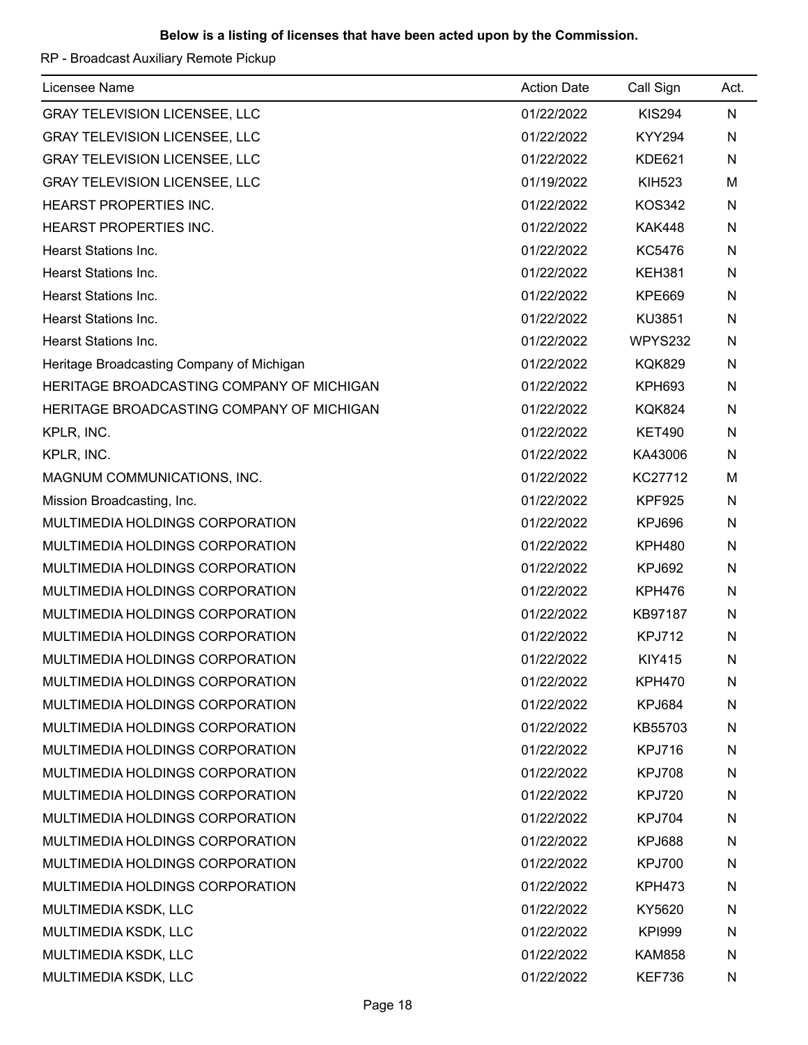**Below is a listing of licenses that have been acted upon by the Commission.**

RP - Broadcast Auxiliary Remote Pickup

| Licensee Name | Action Date | Call Sign | Act. |
|---|---|---|---|
| GRAY TELEVISION LICENSEE, LLC | 01/22/2022 | KIS294 | N |
| GRAY TELEVISION LICENSEE, LLC | 01/22/2022 | KYY294 | N |
| GRAY TELEVISION LICENSEE, LLC | 01/22/2022 | KDE621 | N |
| GRAY TELEVISION LICENSEE, LLC | 01/19/2022 | KIH523 | M |
| HEARST PROPERTIES INC. | 01/22/2022 | KOS342 | N |
| HEARST PROPERTIES INC. | 01/22/2022 | KAK448 | N |
| Hearst Stations Inc. | 01/22/2022 | KC5476 | N |
| Hearst Stations Inc. | 01/22/2022 | KEH381 | N |
| Hearst Stations Inc. | 01/22/2022 | KPE669 | N |
| Hearst Stations Inc. | 01/22/2022 | KU3851 | N |
| Hearst Stations Inc. | 01/22/2022 | WPYS232 | N |
| Heritage Broadcasting Company of Michigan | 01/22/2022 | KQK829 | N |
| HERITAGE BROADCASTING COMPANY OF MICHIGAN | 01/22/2022 | KPH693 | N |
| HERITAGE BROADCASTING COMPANY OF MICHIGAN | 01/22/2022 | KQK824 | N |
| KPLR, INC. | 01/22/2022 | KET490 | N |
| KPLR, INC. | 01/22/2022 | KA43006 | N |
| MAGNUM COMMUNICATIONS, INC. | 01/22/2022 | KC27712 | M |
| Mission Broadcasting, Inc. | 01/22/2022 | KPF925 | N |
| MULTIMEDIA HOLDINGS CORPORATION | 01/22/2022 | KPJ696 | N |
| MULTIMEDIA HOLDINGS CORPORATION | 01/22/2022 | KPH480 | N |
| MULTIMEDIA HOLDINGS CORPORATION | 01/22/2022 | KPJ692 | N |
| MULTIMEDIA HOLDINGS CORPORATION | 01/22/2022 | KPH476 | N |
| MULTIMEDIA HOLDINGS CORPORATION | 01/22/2022 | KB97187 | N |
| MULTIMEDIA HOLDINGS CORPORATION | 01/22/2022 | KPJ712 | N |
| MULTIMEDIA HOLDINGS CORPORATION | 01/22/2022 | KIY415 | N |
| MULTIMEDIA HOLDINGS CORPORATION | 01/22/2022 | KPH470 | N |
| MULTIMEDIA HOLDINGS CORPORATION | 01/22/2022 | KPJ684 | N |
| MULTIMEDIA HOLDINGS CORPORATION | 01/22/2022 | KB55703 | N |
| MULTIMEDIA HOLDINGS CORPORATION | 01/22/2022 | KPJ716 | N |
| MULTIMEDIA HOLDINGS CORPORATION | 01/22/2022 | KPJ708 | N |
| MULTIMEDIA HOLDINGS CORPORATION | 01/22/2022 | KPJ720 | N |
| MULTIMEDIA HOLDINGS CORPORATION | 01/22/2022 | KPJ704 | N |
| MULTIMEDIA HOLDINGS CORPORATION | 01/22/2022 | KPJ688 | N |
| MULTIMEDIA HOLDINGS CORPORATION | 01/22/2022 | KPJ700 | N |
| MULTIMEDIA HOLDINGS CORPORATION | 01/22/2022 | KPH473 | N |
| MULTIMEDIA KSDK, LLC | 01/22/2022 | KY5620 | N |
| MULTIMEDIA KSDK, LLC | 01/22/2022 | KPI999 | N |
| MULTIMEDIA KSDK, LLC | 01/22/2022 | KAM858 | N |
| MULTIMEDIA KSDK, LLC | 01/22/2022 | KEF736 | N |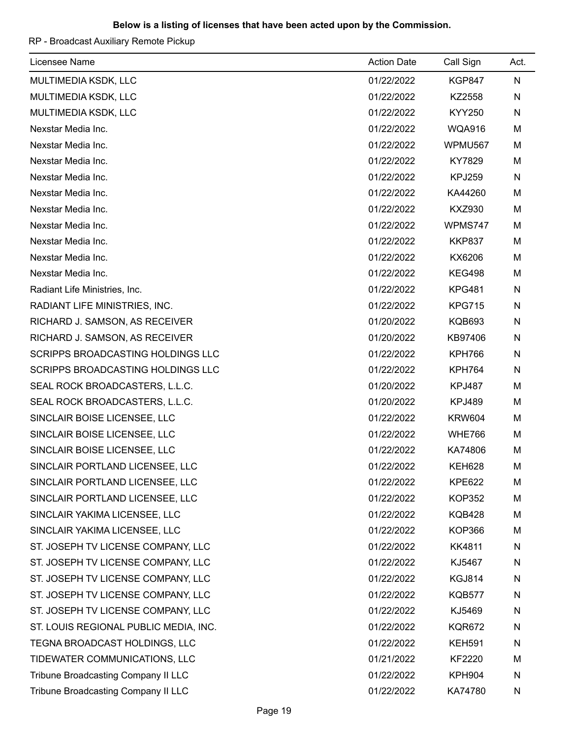**Below is a listing of licenses that have been acted upon by the Commission.**

RP - Broadcast Auxiliary Remote Pickup

| Licensee Name | Action Date | Call Sign | Act. |
|---|---|---|---|
| MULTIMEDIA KSDK, LLC | 01/22/2022 | KGP847 | N |
| MULTIMEDIA KSDK, LLC | 01/22/2022 | KZ2558 | N |
| MULTIMEDIA KSDK, LLC | 01/22/2022 | KYY250 | N |
| Nexstar Media Inc. | 01/22/2022 | WQA916 | M |
| Nexstar Media Inc. | 01/22/2022 | WPMU567 | M |
| Nexstar Media Inc. | 01/22/2022 | KY7829 | M |
| Nexstar Media Inc. | 01/22/2022 | KPJ259 | N |
| Nexstar Media Inc. | 01/22/2022 | KA44260 | M |
| Nexstar Media Inc. | 01/22/2022 | KXZ930 | M |
| Nexstar Media Inc. | 01/22/2022 | WPMS747 | M |
| Nexstar Media Inc. | 01/22/2022 | KKP837 | M |
| Nexstar Media Inc. | 01/22/2022 | KX6206 | M |
| Nexstar Media Inc. | 01/22/2022 | KEG498 | M |
| Radiant Life Ministries, Inc. | 01/22/2022 | KPG481 | N |
| RADIANT LIFE MINISTRIES, INC. | 01/22/2022 | KPG715 | N |
| RICHARD J. SAMSON, AS RECEIVER | 01/20/2022 | KQB693 | N |
| RICHARD J. SAMSON, AS RECEIVER | 01/20/2022 | KB97406 | N |
| SCRIPPS BROADCASTING HOLDINGS LLC | 01/22/2022 | KPH766 | N |
| SCRIPPS BROADCASTING HOLDINGS LLC | 01/22/2022 | KPH764 | N |
| SEAL ROCK BROADCASTERS, L.L.C. | 01/20/2022 | KPJ487 | M |
| SEAL ROCK BROADCASTERS, L.L.C. | 01/20/2022 | KPJ489 | M |
| SINCLAIR BOISE LICENSEE, LLC | 01/22/2022 | KRW604 | M |
| SINCLAIR BOISE LICENSEE, LLC | 01/22/2022 | WHE766 | M |
| SINCLAIR BOISE LICENSEE, LLC | 01/22/2022 | KA74806 | M |
| SINCLAIR PORTLAND LICENSEE, LLC | 01/22/2022 | KEH628 | M |
| SINCLAIR PORTLAND LICENSEE, LLC | 01/22/2022 | KPE622 | M |
| SINCLAIR PORTLAND LICENSEE, LLC | 01/22/2022 | KOP352 | M |
| SINCLAIR YAKIMA LICENSEE, LLC | 01/22/2022 | KQB428 | M |
| SINCLAIR YAKIMA LICENSEE, LLC | 01/22/2022 | KOP366 | M |
| ST. JOSEPH TV LICENSE COMPANY, LLC | 01/22/2022 | KK4811 | N |
| ST. JOSEPH TV LICENSE COMPANY, LLC | 01/22/2022 | KJ5467 | N |
| ST. JOSEPH TV LICENSE COMPANY, LLC | 01/22/2022 | KGJ814 | N |
| ST. JOSEPH TV LICENSE COMPANY, LLC | 01/22/2022 | KQB577 | N |
| ST. JOSEPH TV LICENSE COMPANY, LLC | 01/22/2022 | KJ5469 | N |
| ST. LOUIS REGIONAL PUBLIC MEDIA, INC. | 01/22/2022 | KQR672 | N |
| TEGNA BROADCAST HOLDINGS, LLC | 01/22/2022 | KEH591 | N |
| TIDEWATER COMMUNICATIONS, LLC | 01/21/2022 | KF2220 | M |
| Tribune Broadcasting Company II LLC | 01/22/2022 | KPH904 | N |
| Tribune Broadcasting Company II LLC | 01/22/2022 | KA74780 | N |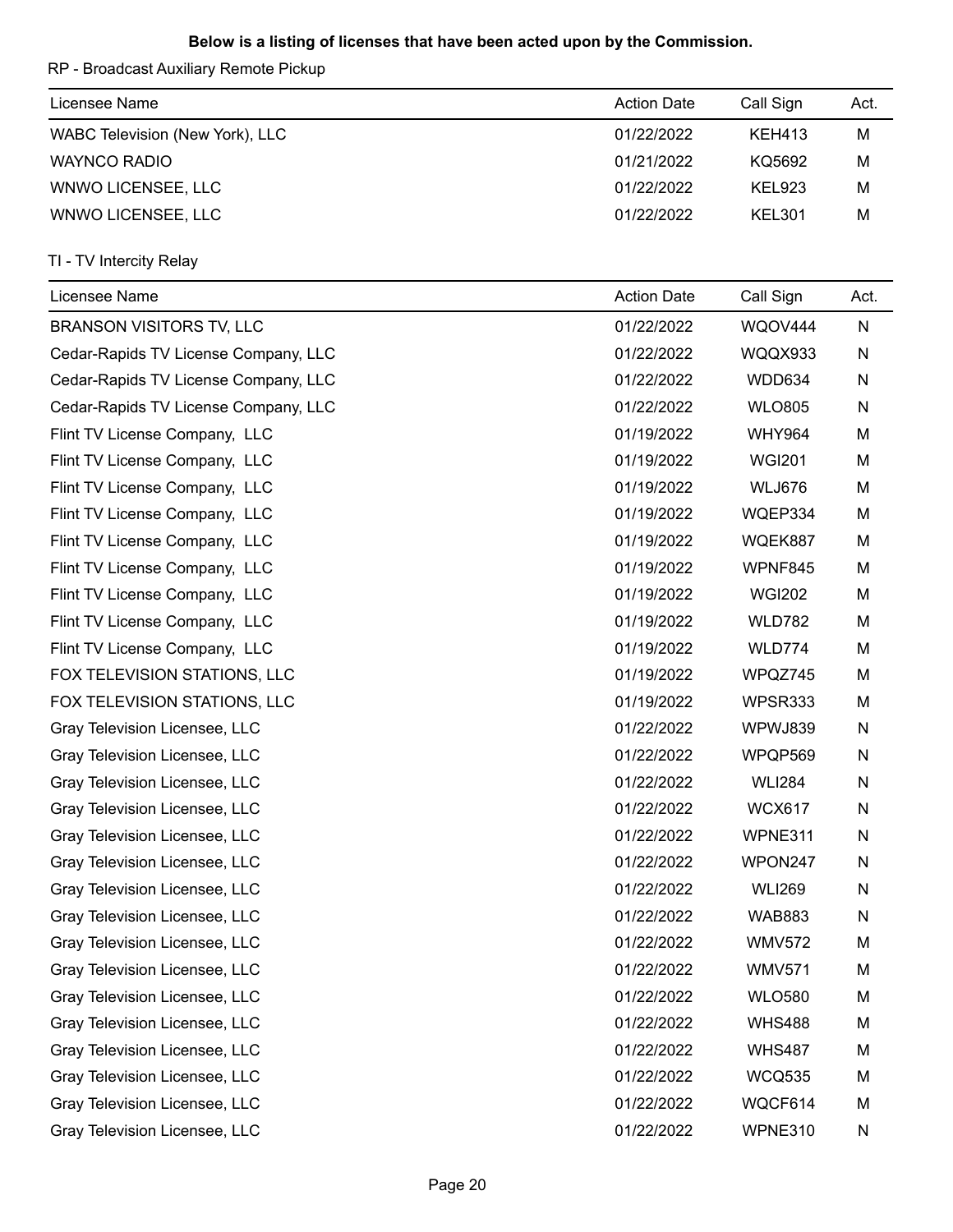**Below is a listing of licenses that have been acted upon by the Commission.**

RP - Broadcast Auxiliary Remote Pickup

| Licensee Name | Action Date | Call Sign | Act. |
|---|---|---|---|
| WABC Television (New York), LLC | 01/22/2022 | KEH413 | M |
| WAYNCO RADIO | 01/21/2022 | KQ5692 | M |
| WNWO LICENSEE, LLC | 01/22/2022 | KEL923 | M |
| WNWO LICENSEE, LLC | 01/22/2022 | KEL301 | M |

TI - TV Intercity Relay

| Licensee Name | Action Date | Call Sign | Act. |
|---|---|---|---|
| BRANSON VISITORS TV, LLC | 01/22/2022 | WQOV444 | N |
| Cedar-Rapids TV License Company, LLC | 01/22/2022 | WQQX933 | N |
| Cedar-Rapids TV License Company, LLC | 01/22/2022 | WDD634 | N |
| Cedar-Rapids TV License Company, LLC | 01/22/2022 | WLO805 | N |
| Flint TV License Company, LLC | 01/19/2022 | WHY964 | M |
| Flint TV License Company, LLC | 01/19/2022 | WGI201 | M |
| Flint TV License Company, LLC | 01/19/2022 | WLJ676 | M |
| Flint TV License Company, LLC | 01/19/2022 | WQEP334 | M |
| Flint TV License Company, LLC | 01/19/2022 | WQEK887 | M |
| Flint TV License Company, LLC | 01/19/2022 | WPNF845 | M |
| Flint TV License Company, LLC | 01/19/2022 | WGI202 | M |
| Flint TV License Company, LLC | 01/19/2022 | WLD782 | M |
| Flint TV License Company, LLC | 01/19/2022 | WLD774 | M |
| FOX TELEVISION STATIONS, LLC | 01/19/2022 | WPQZ745 | M |
| FOX TELEVISION STATIONS, LLC | 01/19/2022 | WPSR333 | M |
| Gray Television Licensee, LLC | 01/22/2022 | WPWJ839 | N |
| Gray Television Licensee, LLC | 01/22/2022 | WPQP569 | N |
| Gray Television Licensee, LLC | 01/22/2022 | WLI284 | N |
| Gray Television Licensee, LLC | 01/22/2022 | WCX617 | N |
| Gray Television Licensee, LLC | 01/22/2022 | WPNE311 | N |
| Gray Television Licensee, LLC | 01/22/2022 | WPON247 | N |
| Gray Television Licensee, LLC | 01/22/2022 | WLI269 | N |
| Gray Television Licensee, LLC | 01/22/2022 | WAB883 | N |
| Gray Television Licensee, LLC | 01/22/2022 | WMV572 | M |
| Gray Television Licensee, LLC | 01/22/2022 | WMV571 | M |
| Gray Television Licensee, LLC | 01/22/2022 | WLO580 | M |
| Gray Television Licensee, LLC | 01/22/2022 | WHS488 | M |
| Gray Television Licensee, LLC | 01/22/2022 | WHS487 | M |
| Gray Television Licensee, LLC | 01/22/2022 | WCQ535 | M |
| Gray Television Licensee, LLC | 01/22/2022 | WQCF614 | M |
| Gray Television Licensee, LLC | 01/22/2022 | WPNE310 | N |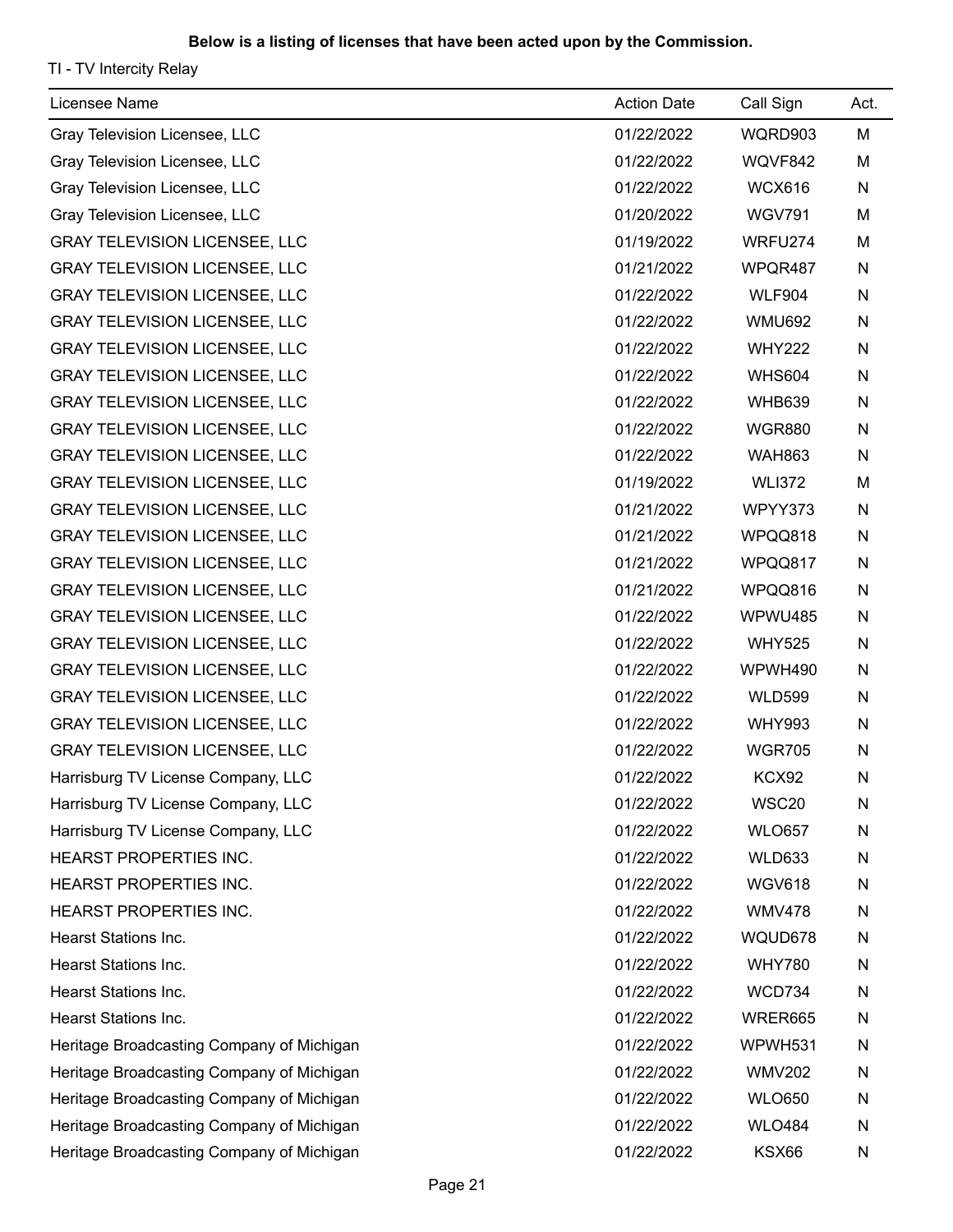**Below is a listing of licenses that have been acted upon by the Commission.**

TI - TV Intercity Relay

| Licensee Name | Action Date | Call Sign | Act. |
|---|---|---|---|
| Gray Television Licensee, LLC | 01/22/2022 | WQRD903 | M |
| Gray Television Licensee, LLC | 01/22/2022 | WQVF842 | M |
| Gray Television Licensee, LLC | 01/22/2022 | WCX616 | N |
| Gray Television Licensee, LLC | 01/20/2022 | WGV791 | M |
| GRAY TELEVISION LICENSEE, LLC | 01/19/2022 | WRFU274 | M |
| GRAY TELEVISION LICENSEE, LLC | 01/21/2022 | WPQR487 | N |
| GRAY TELEVISION LICENSEE, LLC | 01/22/2022 | WLF904 | N |
| GRAY TELEVISION LICENSEE, LLC | 01/22/2022 | WMU692 | N |
| GRAY TELEVISION LICENSEE, LLC | 01/22/2022 | WHY222 | N |
| GRAY TELEVISION LICENSEE, LLC | 01/22/2022 | WHS604 | N |
| GRAY TELEVISION LICENSEE, LLC | 01/22/2022 | WHB639 | N |
| GRAY TELEVISION LICENSEE, LLC | 01/22/2022 | WGR880 | N |
| GRAY TELEVISION LICENSEE, LLC | 01/22/2022 | WAH863 | N |
| GRAY TELEVISION LICENSEE, LLC | 01/19/2022 | WLI372 | M |
| GRAY TELEVISION LICENSEE, LLC | 01/21/2022 | WPYY373 | N |
| GRAY TELEVISION LICENSEE, LLC | 01/21/2022 | WPQQ818 | N |
| GRAY TELEVISION LICENSEE, LLC | 01/21/2022 | WPQQ817 | N |
| GRAY TELEVISION LICENSEE, LLC | 01/21/2022 | WPQQ816 | N |
| GRAY TELEVISION LICENSEE, LLC | 01/22/2022 | WPWU485 | N |
| GRAY TELEVISION LICENSEE, LLC | 01/22/2022 | WHY525 | N |
| GRAY TELEVISION LICENSEE, LLC | 01/22/2022 | WPWH490 | N |
| GRAY TELEVISION LICENSEE, LLC | 01/22/2022 | WLD599 | N |
| GRAY TELEVISION LICENSEE, LLC | 01/22/2022 | WHY993 | N |
| GRAY TELEVISION LICENSEE, LLC | 01/22/2022 | WGR705 | N |
| Harrisburg TV License Company, LLC | 01/22/2022 | KCX92 | N |
| Harrisburg TV License Company, LLC | 01/22/2022 | WSC20 | N |
| Harrisburg TV License Company, LLC | 01/22/2022 | WLO657 | N |
| HEARST PROPERTIES INC. | 01/22/2022 | WLD633 | N |
| HEARST PROPERTIES INC. | 01/22/2022 | WGV618 | N |
| HEARST PROPERTIES INC. | 01/22/2022 | WMV478 | N |
| Hearst Stations Inc. | 01/22/2022 | WQUD678 | N |
| Hearst Stations Inc. | 01/22/2022 | WHY780 | N |
| Hearst Stations Inc. | 01/22/2022 | WCD734 | N |
| Hearst Stations Inc. | 01/22/2022 | WRER665 | N |
| Heritage Broadcasting Company of Michigan | 01/22/2022 | WPWH531 | N |
| Heritage Broadcasting Company of Michigan | 01/22/2022 | WMV202 | N |
| Heritage Broadcasting Company of Michigan | 01/22/2022 | WLO650 | N |
| Heritage Broadcasting Company of Michigan | 01/22/2022 | WLO484 | N |
| Heritage Broadcasting Company of Michigan | 01/22/2022 | KSX66 | N |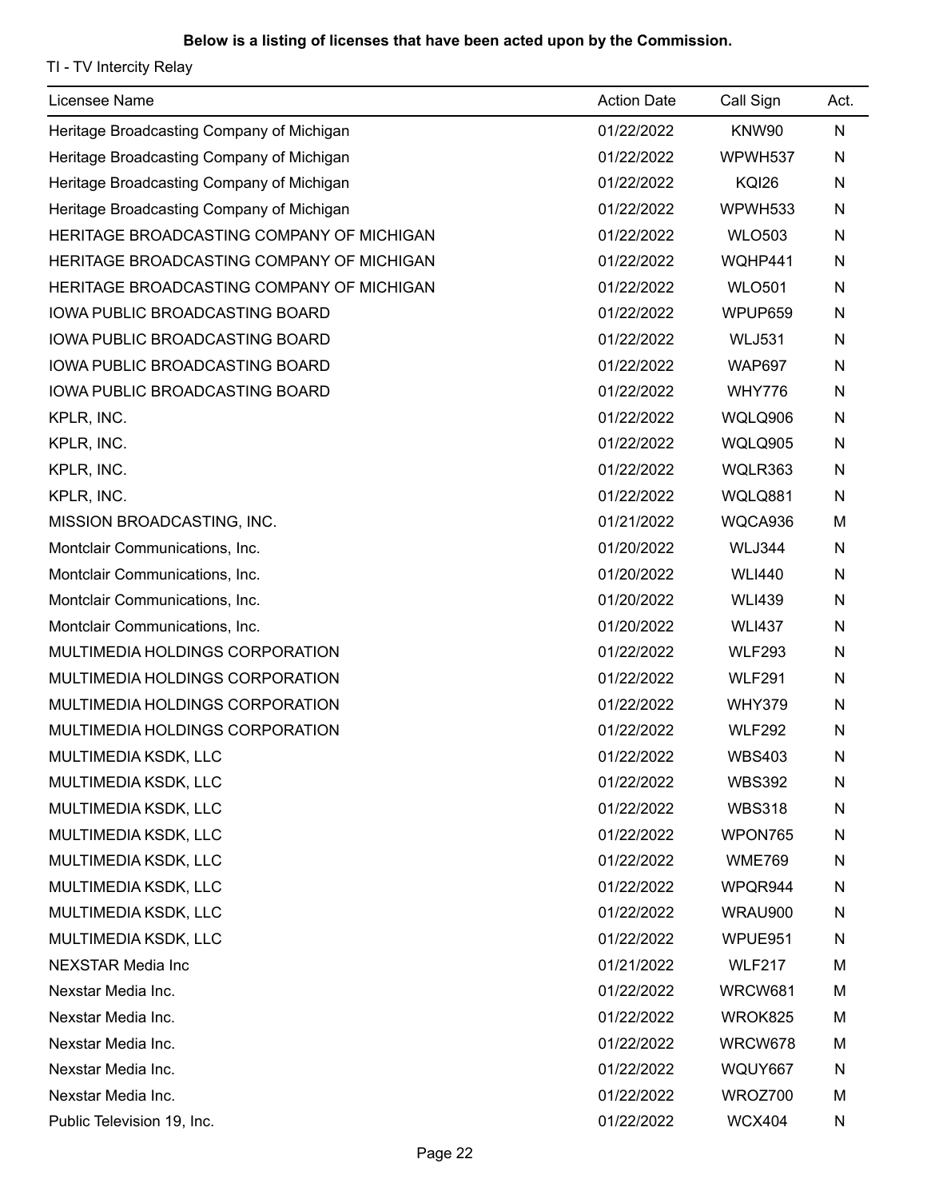**Below is a listing of licenses that have been acted upon by the Commission.**

TI - TV Intercity Relay

| Licensee Name | Action Date | Call Sign | Act. |
|---|---|---|---|
| Heritage Broadcasting Company of Michigan | 01/22/2022 | KNW90 | N |
| Heritage Broadcasting Company of Michigan | 01/22/2022 | WPWH537 | N |
| Heritage Broadcasting Company of Michigan | 01/22/2022 | KQI26 | N |
| Heritage Broadcasting Company of Michigan | 01/22/2022 | WPWH533 | N |
| HERITAGE BROADCASTING COMPANY OF MICHIGAN | 01/22/2022 | WLO503 | N |
| HERITAGE BROADCASTING COMPANY OF MICHIGAN | 01/22/2022 | WQHP441 | N |
| HERITAGE BROADCASTING COMPANY OF MICHIGAN | 01/22/2022 | WLO501 | N |
| IOWA PUBLIC BROADCASTING BOARD | 01/22/2022 | WPUP659 | N |
| IOWA PUBLIC BROADCASTING BOARD | 01/22/2022 | WLJ531 | N |
| IOWA PUBLIC BROADCASTING BOARD | 01/22/2022 | WAP697 | N |
| IOWA PUBLIC BROADCASTING BOARD | 01/22/2022 | WHY776 | N |
| KPLR, INC. | 01/22/2022 | WQLQ906 | N |
| KPLR, INC. | 01/22/2022 | WQLQ905 | N |
| KPLR, INC. | 01/22/2022 | WQLR363 | N |
| KPLR, INC. | 01/22/2022 | WQLQ881 | N |
| MISSION BROADCASTING, INC. | 01/21/2022 | WQCA936 | M |
| Montclair Communications, Inc. | 01/20/2022 | WLJ344 | N |
| Montclair Communications, Inc. | 01/20/2022 | WLI440 | N |
| Montclair Communications, Inc. | 01/20/2022 | WLI439 | N |
| Montclair Communications, Inc. | 01/20/2022 | WLI437 | N |
| MULTIMEDIA HOLDINGS CORPORATION | 01/22/2022 | WLF293 | N |
| MULTIMEDIA HOLDINGS CORPORATION | 01/22/2022 | WLF291 | N |
| MULTIMEDIA HOLDINGS CORPORATION | 01/22/2022 | WHY379 | N |
| MULTIMEDIA HOLDINGS CORPORATION | 01/22/2022 | WLF292 | N |
| MULTIMEDIA KSDK, LLC | 01/22/2022 | WBS403 | N |
| MULTIMEDIA KSDK, LLC | 01/22/2022 | WBS392 | N |
| MULTIMEDIA KSDK, LLC | 01/22/2022 | WBS318 | N |
| MULTIMEDIA KSDK, LLC | 01/22/2022 | WPON765 | N |
| MULTIMEDIA KSDK, LLC | 01/22/2022 | WME769 | N |
| MULTIMEDIA KSDK, LLC | 01/22/2022 | WPQR944 | N |
| MULTIMEDIA KSDK, LLC | 01/22/2022 | WRAU900 | N |
| MULTIMEDIA KSDK, LLC | 01/22/2022 | WPUE951 | N |
| NEXSTAR Media Inc | 01/21/2022 | WLF217 | M |
| Nexstar Media Inc. | 01/22/2022 | WRCW681 | M |
| Nexstar Media Inc. | 01/22/2022 | WROK825 | M |
| Nexstar Media Inc. | 01/22/2022 | WRCW678 | M |
| Nexstar Media Inc. | 01/22/2022 | WQUY667 | N |
| Nexstar Media Inc. | 01/22/2022 | WROZ700 | M |
| Public Television 19, Inc. | 01/22/2022 | WCX404 | N |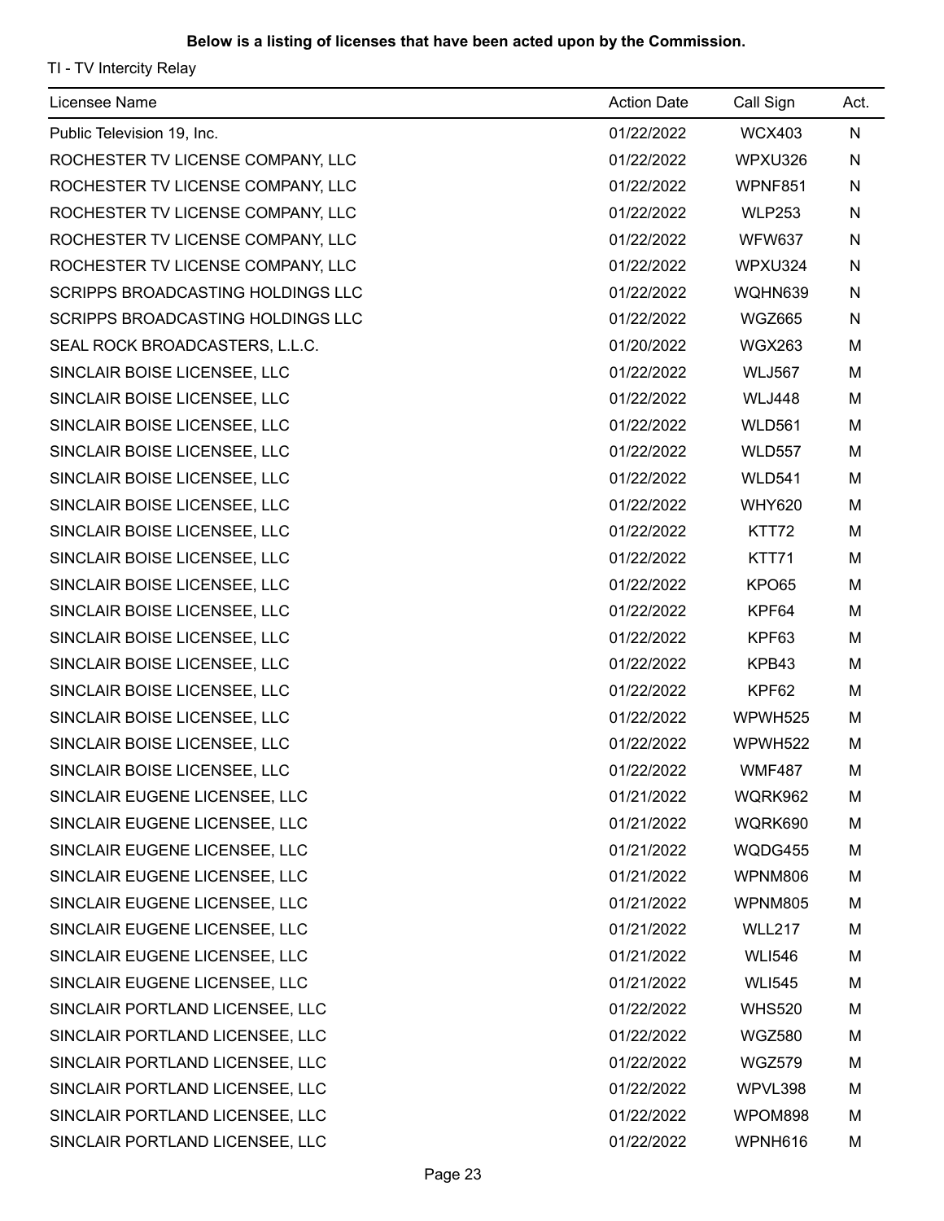**Below is a listing of licenses that have been acted upon by the Commission.**

TI - TV Intercity Relay

| Licensee Name | Action Date | Call Sign | Act. |
|---|---|---|---|
| Public Television 19, Inc. | 01/22/2022 | WCX403 | N |
| ROCHESTER TV LICENSE COMPANY, LLC | 01/22/2022 | WPXU326 | N |
| ROCHESTER TV LICENSE COMPANY, LLC | 01/22/2022 | WPNF851 | N |
| ROCHESTER TV LICENSE COMPANY, LLC | 01/22/2022 | WLP253 | N |
| ROCHESTER TV LICENSE COMPANY, LLC | 01/22/2022 | WFW637 | N |
| ROCHESTER TV LICENSE COMPANY, LLC | 01/22/2022 | WPXU324 | N |
| SCRIPPS BROADCASTING HOLDINGS LLC | 01/22/2022 | WQHN639 | N |
| SCRIPPS BROADCASTING HOLDINGS LLC | 01/22/2022 | WGZ665 | N |
| SEAL ROCK BROADCASTERS, L.L.C. | 01/20/2022 | WGX263 | M |
| SINCLAIR BOISE LICENSEE, LLC | 01/22/2022 | WLJ567 | M |
| SINCLAIR BOISE LICENSEE, LLC | 01/22/2022 | WLJ448 | M |
| SINCLAIR BOISE LICENSEE, LLC | 01/22/2022 | WLD561 | M |
| SINCLAIR BOISE LICENSEE, LLC | 01/22/2022 | WLD557 | M |
| SINCLAIR BOISE LICENSEE, LLC | 01/22/2022 | WLD541 | M |
| SINCLAIR BOISE LICENSEE, LLC | 01/22/2022 | WHY620 | M |
| SINCLAIR BOISE LICENSEE, LLC | 01/22/2022 | KTT72 | M |
| SINCLAIR BOISE LICENSEE, LLC | 01/22/2022 | KTT71 | M |
| SINCLAIR BOISE LICENSEE, LLC | 01/22/2022 | KPO65 | M |
| SINCLAIR BOISE LICENSEE, LLC | 01/22/2022 | KPF64 | M |
| SINCLAIR BOISE LICENSEE, LLC | 01/22/2022 | KPF63 | M |
| SINCLAIR BOISE LICENSEE, LLC | 01/22/2022 | KPB43 | M |
| SINCLAIR BOISE LICENSEE, LLC | 01/22/2022 | KPF62 | M |
| SINCLAIR BOISE LICENSEE, LLC | 01/22/2022 | WPWH525 | M |
| SINCLAIR BOISE LICENSEE, LLC | 01/22/2022 | WPWH522 | M |
| SINCLAIR BOISE LICENSEE, LLC | 01/22/2022 | WMF487 | M |
| SINCLAIR EUGENE LICENSEE, LLC | 01/21/2022 | WQRK962 | M |
| SINCLAIR EUGENE LICENSEE, LLC | 01/21/2022 | WQRK690 | M |
| SINCLAIR EUGENE LICENSEE, LLC | 01/21/2022 | WQDG455 | M |
| SINCLAIR EUGENE LICENSEE, LLC | 01/21/2022 | WPNM806 | M |
| SINCLAIR EUGENE LICENSEE, LLC | 01/21/2022 | WPNM805 | M |
| SINCLAIR EUGENE LICENSEE, LLC | 01/21/2022 | WLL217 | M |
| SINCLAIR EUGENE LICENSEE, LLC | 01/21/2022 | WLI546 | M |
| SINCLAIR EUGENE LICENSEE, LLC | 01/21/2022 | WLI545 | M |
| SINCLAIR PORTLAND LICENSEE, LLC | 01/22/2022 | WHS520 | M |
| SINCLAIR PORTLAND LICENSEE, LLC | 01/22/2022 | WGZ580 | M |
| SINCLAIR PORTLAND LICENSEE, LLC | 01/22/2022 | WGZ579 | M |
| SINCLAIR PORTLAND LICENSEE, LLC | 01/22/2022 | WPVL398 | M |
| SINCLAIR PORTLAND LICENSEE, LLC | 01/22/2022 | WPOM898 | M |
| SINCLAIR PORTLAND LICENSEE, LLC | 01/22/2022 | WPNH616 | M |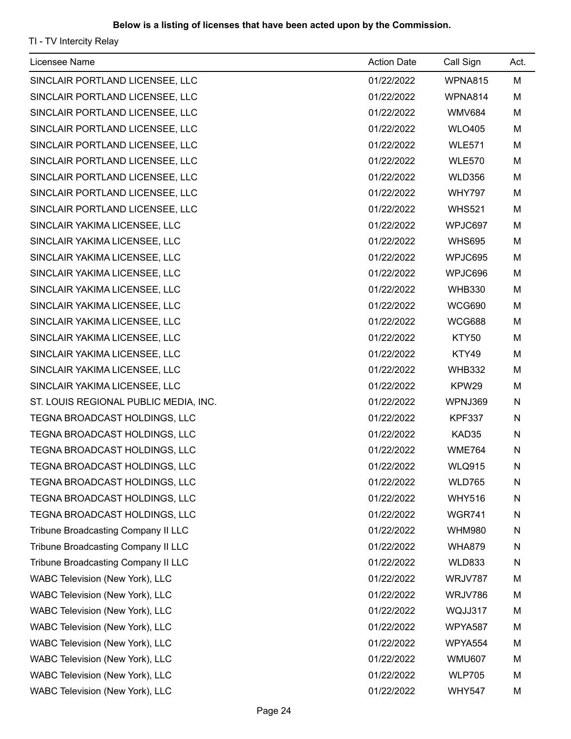**Below is a listing of licenses that have been acted upon by the Commission.**

TI - TV Intercity Relay

| Licensee Name | Action Date | Call Sign | Act. |
|---|---|---|---|
| SINCLAIR PORTLAND LICENSEE, LLC | 01/22/2022 | WPNA815 | M |
| SINCLAIR PORTLAND LICENSEE, LLC | 01/22/2022 | WPNA814 | M |
| SINCLAIR PORTLAND LICENSEE, LLC | 01/22/2022 | WMV684 | M |
| SINCLAIR PORTLAND LICENSEE, LLC | 01/22/2022 | WLO405 | M |
| SINCLAIR PORTLAND LICENSEE, LLC | 01/22/2022 | WLE571 | M |
| SINCLAIR PORTLAND LICENSEE, LLC | 01/22/2022 | WLE570 | M |
| SINCLAIR PORTLAND LICENSEE, LLC | 01/22/2022 | WLD356 | M |
| SINCLAIR PORTLAND LICENSEE, LLC | 01/22/2022 | WHY797 | M |
| SINCLAIR PORTLAND LICENSEE, LLC | 01/22/2022 | WHS521 | M |
| SINCLAIR YAKIMA LICENSEE, LLC | 01/22/2022 | WPJC697 | M |
| SINCLAIR YAKIMA LICENSEE, LLC | 01/22/2022 | WHS695 | M |
| SINCLAIR YAKIMA LICENSEE, LLC | 01/22/2022 | WPJC695 | M |
| SINCLAIR YAKIMA LICENSEE, LLC | 01/22/2022 | WPJC696 | M |
| SINCLAIR YAKIMA LICENSEE, LLC | 01/22/2022 | WHB330 | M |
| SINCLAIR YAKIMA LICENSEE, LLC | 01/22/2022 | WCG690 | M |
| SINCLAIR YAKIMA LICENSEE, LLC | 01/22/2022 | WCG688 | M |
| SINCLAIR YAKIMA LICENSEE, LLC | 01/22/2022 | KTY50 | M |
| SINCLAIR YAKIMA LICENSEE, LLC | 01/22/2022 | KTY49 | M |
| SINCLAIR YAKIMA LICENSEE, LLC | 01/22/2022 | WHB332 | M |
| SINCLAIR YAKIMA LICENSEE, LLC | 01/22/2022 | KPW29 | M |
| ST. LOUIS REGIONAL PUBLIC MEDIA, INC. | 01/22/2022 | WPNJ369 | N |
| TEGNA BROADCAST HOLDINGS, LLC | 01/22/2022 | KPF337 | N |
| TEGNA BROADCAST HOLDINGS, LLC | 01/22/2022 | KAD35 | N |
| TEGNA BROADCAST HOLDINGS, LLC | 01/22/2022 | WME764 | N |
| TEGNA BROADCAST HOLDINGS, LLC | 01/22/2022 | WLQ915 | N |
| TEGNA BROADCAST HOLDINGS, LLC | 01/22/2022 | WLD765 | N |
| TEGNA BROADCAST HOLDINGS, LLC | 01/22/2022 | WHY516 | N |
| TEGNA BROADCAST HOLDINGS, LLC | 01/22/2022 | WGR741 | N |
| Tribune Broadcasting Company II LLC | 01/22/2022 | WHM980 | N |
| Tribune Broadcasting Company II LLC | 01/22/2022 | WHA879 | N |
| Tribune Broadcasting Company II LLC | 01/22/2022 | WLD833 | N |
| WABC Television (New York), LLC | 01/22/2022 | WRJV787 | M |
| WABC Television (New York), LLC | 01/22/2022 | WRJV786 | M |
| WABC Television (New York), LLC | 01/22/2022 | WQJJ317 | M |
| WABC Television (New York), LLC | 01/22/2022 | WPYA587 | M |
| WABC Television (New York), LLC | 01/22/2022 | WPYA554 | M |
| WABC Television (New York), LLC | 01/22/2022 | WMU607 | M |
| WABC Television (New York), LLC | 01/22/2022 | WLP705 | M |
| WABC Television (New York), LLC | 01/22/2022 | WHY547 | M |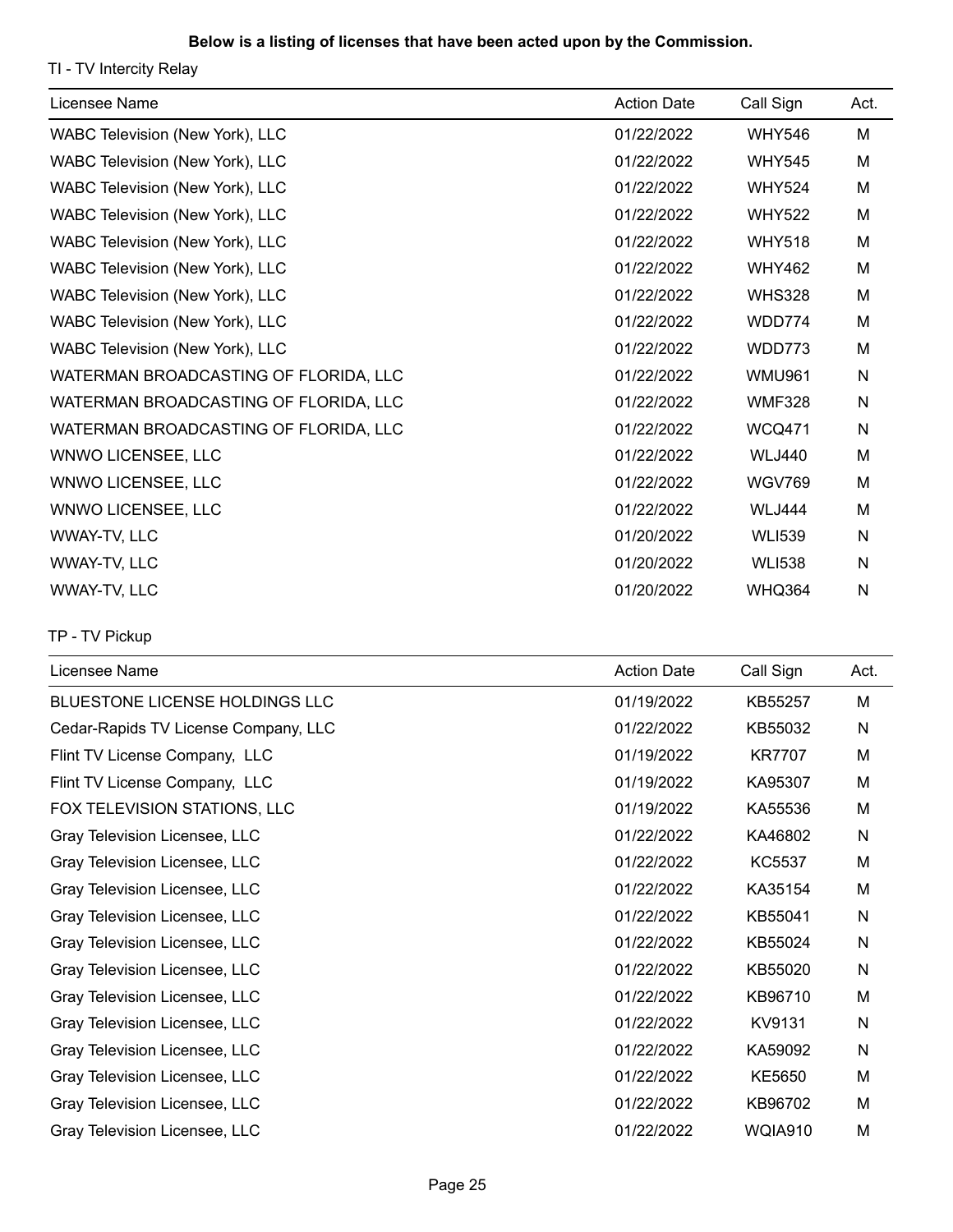**Below is a listing of licenses that have been acted upon by the Commission.**

TI - TV Intercity Relay

| Licensee Name | Action Date | Call Sign | Act. |
| --- | --- | --- | --- |
| WABC Television (New York), LLC | 01/22/2022 | WHY546 | M |
| WABC Television (New York), LLC | 01/22/2022 | WHY545 | M |
| WABC Television (New York), LLC | 01/22/2022 | WHY524 | M |
| WABC Television (New York), LLC | 01/22/2022 | WHY522 | M |
| WABC Television (New York), LLC | 01/22/2022 | WHY518 | M |
| WABC Television (New York), LLC | 01/22/2022 | WHY462 | M |
| WABC Television (New York), LLC | 01/22/2022 | WHS328 | M |
| WABC Television (New York), LLC | 01/22/2022 | WDD774 | M |
| WABC Television (New York), LLC | 01/22/2022 | WDD773 | M |
| WATERMAN BROADCASTING OF FLORIDA, LLC | 01/22/2022 | WMU961 | N |
| WATERMAN BROADCASTING OF FLORIDA, LLC | 01/22/2022 | WMF328 | N |
| WATERMAN BROADCASTING OF FLORIDA, LLC | 01/22/2022 | WCQ471 | N |
| WNWO LICENSEE, LLC | 01/22/2022 | WLJ440 | M |
| WNWO LICENSEE, LLC | 01/22/2022 | WGV769 | M |
| WNWO LICENSEE, LLC | 01/22/2022 | WLJ444 | M |
| WWAY-TV, LLC | 01/20/2022 | WLI539 | N |
| WWAY-TV, LLC | 01/20/2022 | WLI538 | N |
| WWAY-TV, LLC | 01/20/2022 | WHQ364 | N |

TP - TV Pickup

| Licensee Name | Action Date | Call Sign | Act. |
| --- | --- | --- | --- |
| BLUESTONE LICENSE HOLDINGS LLC | 01/19/2022 | KB55257 | M |
| Cedar-Rapids TV License Company, LLC | 01/22/2022 | KB55032 | N |
| Flint TV License Company, LLC | 01/19/2022 | KR7707 | M |
| Flint TV License Company, LLC | 01/19/2022 | KA95307 | M |
| FOX TELEVISION STATIONS, LLC | 01/19/2022 | KA55536 | M |
| Gray Television Licensee, LLC | 01/22/2022 | KA46802 | N |
| Gray Television Licensee, LLC | 01/22/2022 | KC5537 | M |
| Gray Television Licensee, LLC | 01/22/2022 | KA35154 | M |
| Gray Television Licensee, LLC | 01/22/2022 | KB55041 | N |
| Gray Television Licensee, LLC | 01/22/2022 | KB55024 | N |
| Gray Television Licensee, LLC | 01/22/2022 | KB55020 | N |
| Gray Television Licensee, LLC | 01/22/2022 | KB96710 | M |
| Gray Television Licensee, LLC | 01/22/2022 | KV9131 | N |
| Gray Television Licensee, LLC | 01/22/2022 | KA59092 | N |
| Gray Television Licensee, LLC | 01/22/2022 | KE5650 | M |
| Gray Television Licensee, LLC | 01/22/2022 | KB96702 | M |
| Gray Television Licensee, LLC | 01/22/2022 | WQIA910 | M |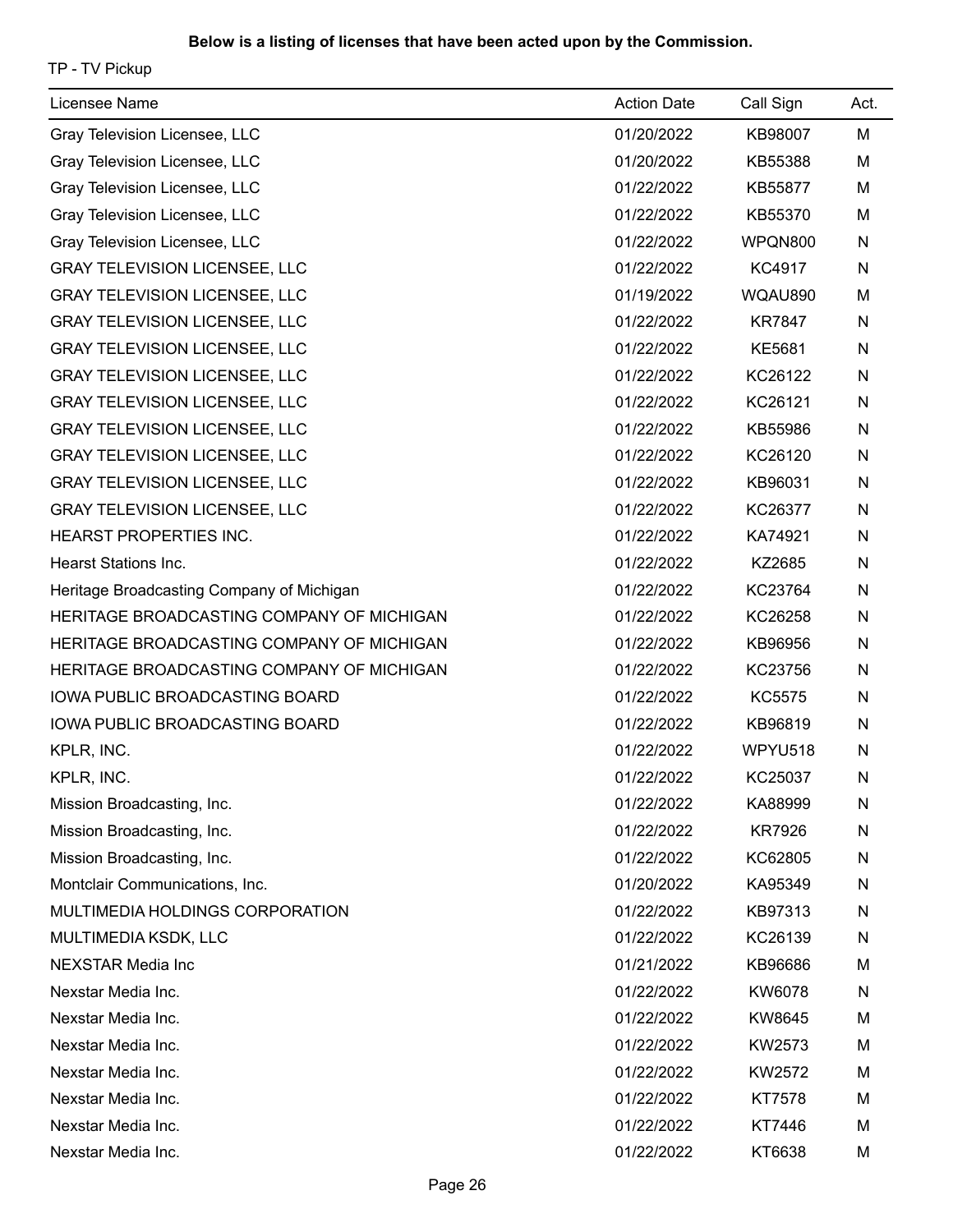**Below is a listing of licenses that have been acted upon by the Commission.**

TP - TV Pickup

| Licensee Name | Action Date | Call Sign | Act. |
|---|---|---|---|
| Gray Television Licensee, LLC | 01/20/2022 | KB98007 | M |
| Gray Television Licensee, LLC | 01/20/2022 | KB55388 | M |
| Gray Television Licensee, LLC | 01/22/2022 | KB55877 | M |
| Gray Television Licensee, LLC | 01/22/2022 | KB55370 | M |
| Gray Television Licensee, LLC | 01/22/2022 | WPQN800 | N |
| GRAY TELEVISION LICENSEE, LLC | 01/22/2022 | KC4917 | N |
| GRAY TELEVISION LICENSEE, LLC | 01/19/2022 | WQAU890 | M |
| GRAY TELEVISION LICENSEE, LLC | 01/22/2022 | KR7847 | N |
| GRAY TELEVISION LICENSEE, LLC | 01/22/2022 | KE5681 | N |
| GRAY TELEVISION LICENSEE, LLC | 01/22/2022 | KC26122 | N |
| GRAY TELEVISION LICENSEE, LLC | 01/22/2022 | KC26121 | N |
| GRAY TELEVISION LICENSEE, LLC | 01/22/2022 | KB55986 | N |
| GRAY TELEVISION LICENSEE, LLC | 01/22/2022 | KC26120 | N |
| GRAY TELEVISION LICENSEE, LLC | 01/22/2022 | KB96031 | N |
| GRAY TELEVISION LICENSEE, LLC | 01/22/2022 | KC26377 | N |
| HEARST PROPERTIES INC. | 01/22/2022 | KA74921 | N |
| Hearst Stations Inc. | 01/22/2022 | KZ2685 | N |
| Heritage Broadcasting Company of Michigan | 01/22/2022 | KC23764 | N |
| HERITAGE BROADCASTING COMPANY OF MICHIGAN | 01/22/2022 | KC26258 | N |
| HERITAGE BROADCASTING COMPANY OF MICHIGAN | 01/22/2022 | KB96956 | N |
| HERITAGE BROADCASTING COMPANY OF MICHIGAN | 01/22/2022 | KC23756 | N |
| IOWA PUBLIC BROADCASTING BOARD | 01/22/2022 | KC5575 | N |
| IOWA PUBLIC BROADCASTING BOARD | 01/22/2022 | KB96819 | N |
| KPLR, INC. | 01/22/2022 | WPYU518 | N |
| KPLR, INC. | 01/22/2022 | KC25037 | N |
| Mission Broadcasting, Inc. | 01/22/2022 | KA88999 | N |
| Mission Broadcasting, Inc. | 01/22/2022 | KR7926 | N |
| Mission Broadcasting, Inc. | 01/22/2022 | KC62805 | N |
| Montclair Communications, Inc. | 01/20/2022 | KA95349 | N |
| MULTIMEDIA HOLDINGS CORPORATION | 01/22/2022 | KB97313 | N |
| MULTIMEDIA KSDK, LLC | 01/22/2022 | KC26139 | N |
| NEXSTAR Media Inc | 01/21/2022 | KB96686 | M |
| Nexstar Media Inc. | 01/22/2022 | KW6078 | N |
| Nexstar Media Inc. | 01/22/2022 | KW8645 | M |
| Nexstar Media Inc. | 01/22/2022 | KW2573 | M |
| Nexstar Media Inc. | 01/22/2022 | KW2572 | M |
| Nexstar Media Inc. | 01/22/2022 | KT7578 | M |
| Nexstar Media Inc. | 01/22/2022 | KT7446 | M |
| Nexstar Media Inc. | 01/22/2022 | KT6638 | M |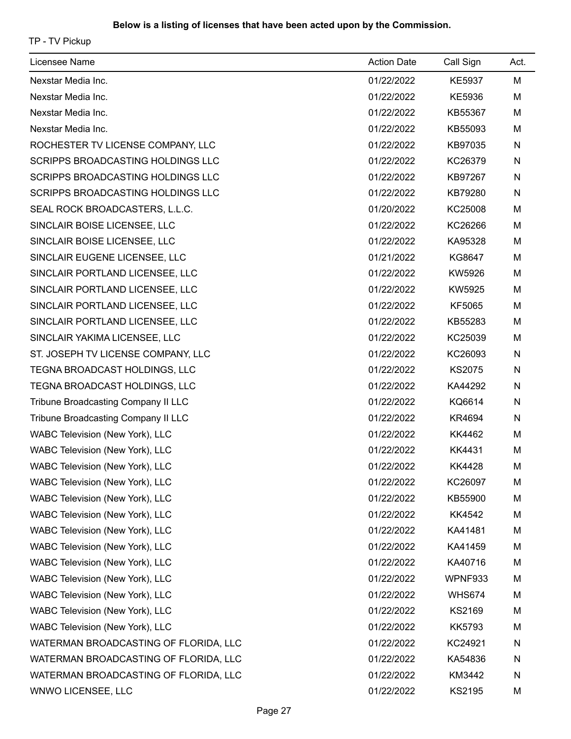**Below is a listing of licenses that have been acted upon by the Commission.**

TP - TV Pickup

| Licensee Name | Action Date | Call Sign | Act. |
|---|---|---|---|
| Nexstar Media Inc. | 01/22/2022 | KE5937 | M |
| Nexstar Media Inc. | 01/22/2022 | KE5936 | M |
| Nexstar Media Inc. | 01/22/2022 | KB55367 | M |
| Nexstar Media Inc. | 01/22/2022 | KB55093 | M |
| ROCHESTER TV LICENSE COMPANY, LLC | 01/22/2022 | KB97035 | N |
| SCRIPPS BROADCASTING HOLDINGS LLC | 01/22/2022 | KC26379 | N |
| SCRIPPS BROADCASTING HOLDINGS LLC | 01/22/2022 | KB97267 | N |
| SCRIPPS BROADCASTING HOLDINGS LLC | 01/22/2022 | KB79280 | N |
| SEAL ROCK BROADCASTERS, L.L.C. | 01/20/2022 | KC25008 | M |
| SINCLAIR BOISE LICENSEE, LLC | 01/22/2022 | KC26266 | M |
| SINCLAIR BOISE LICENSEE, LLC | 01/22/2022 | KA95328 | M |
| SINCLAIR EUGENE LICENSEE, LLC | 01/21/2022 | KG8647 | M |
| SINCLAIR PORTLAND LICENSEE, LLC | 01/22/2022 | KW5926 | M |
| SINCLAIR PORTLAND LICENSEE, LLC | 01/22/2022 | KW5925 | M |
| SINCLAIR PORTLAND LICENSEE, LLC | 01/22/2022 | KF5065 | M |
| SINCLAIR PORTLAND LICENSEE, LLC | 01/22/2022 | KB55283 | M |
| SINCLAIR YAKIMA LICENSEE, LLC | 01/22/2022 | KC25039 | M |
| ST. JOSEPH TV LICENSE COMPANY, LLC | 01/22/2022 | KC26093 | N |
| TEGNA BROADCAST HOLDINGS, LLC | 01/22/2022 | KS2075 | N |
| TEGNA BROADCAST HOLDINGS, LLC | 01/22/2022 | KA44292 | N |
| Tribune Broadcasting Company II LLC | 01/22/2022 | KQ6614 | N |
| Tribune Broadcasting Company II LLC | 01/22/2022 | KR4694 | N |
| WABC Television (New York), LLC | 01/22/2022 | KK4462 | M |
| WABC Television (New York), LLC | 01/22/2022 | KK4431 | M |
| WABC Television (New York), LLC | 01/22/2022 | KK4428 | M |
| WABC Television (New York), LLC | 01/22/2022 | KC26097 | M |
| WABC Television (New York), LLC | 01/22/2022 | KB55900 | M |
| WABC Television (New York), LLC | 01/22/2022 | KK4542 | M |
| WABC Television (New York), LLC | 01/22/2022 | KA41481 | M |
| WABC Television (New York), LLC | 01/22/2022 | KA41459 | M |
| WABC Television (New York), LLC | 01/22/2022 | KA40716 | M |
| WABC Television (New York), LLC | 01/22/2022 | WPNF933 | M |
| WABC Television (New York), LLC | 01/22/2022 | WHS674 | M |
| WABC Television (New York), LLC | 01/22/2022 | KS2169 | M |
| WABC Television (New York), LLC | 01/22/2022 | KK5793 | M |
| WATERMAN BROADCASTING OF FLORIDA, LLC | 01/22/2022 | KC24921 | N |
| WATERMAN BROADCASTING OF FLORIDA, LLC | 01/22/2022 | KA54836 | N |
| WATERMAN BROADCASTING OF FLORIDA, LLC | 01/22/2022 | KM3442 | N |
| WNWO LICENSEE, LLC | 01/22/2022 | KS2195 | M |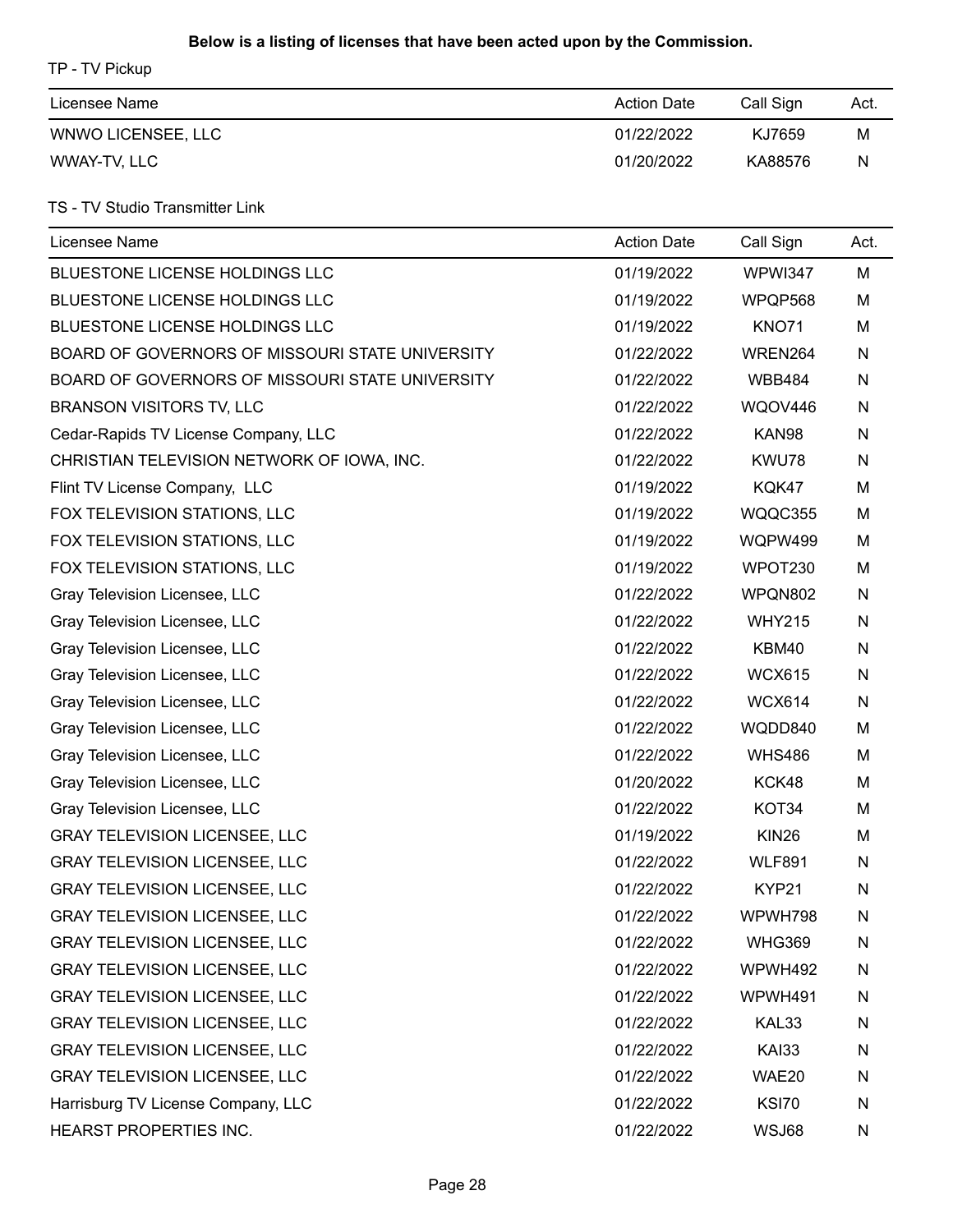**Below is a listing of licenses that have been acted upon by the Commission.**

TP - TV Pickup

| Licensee Name | Action Date | Call Sign | Act. |
|---|---|---|---|
| WNWO LICENSEE, LLC | 01/22/2022 | KJ7659 | M |
| WWAY-TV, LLC | 01/20/2022 | KA88576 | N |

TS - TV Studio Transmitter Link

| Licensee Name | Action Date | Call Sign | Act. |
|---|---|---|---|
| BLUESTONE LICENSE HOLDINGS LLC | 01/19/2022 | WPWI347 | M |
| BLUESTONE LICENSE HOLDINGS LLC | 01/19/2022 | WPQP568 | M |
| BLUESTONE LICENSE HOLDINGS LLC | 01/19/2022 | KNO71 | M |
| BOARD OF GOVERNORS OF MISSOURI STATE UNIVERSITY | 01/22/2022 | WREN264 | N |
| BOARD OF GOVERNORS OF MISSOURI STATE UNIVERSITY | 01/22/2022 | WBB484 | N |
| BRANSON VISITORS TV, LLC | 01/22/2022 | WQOV446 | N |
| Cedar-Rapids TV License Company, LLC | 01/22/2022 | KAN98 | N |
| CHRISTIAN TELEVISION NETWORK OF IOWA, INC. | 01/22/2022 | KWU78 | N |
| Flint TV License Company, LLC | 01/19/2022 | KQK47 | M |
| FOX TELEVISION STATIONS, LLC | 01/19/2022 | WQQC355 | M |
| FOX TELEVISION STATIONS, LLC | 01/19/2022 | WQPW499 | M |
| FOX TELEVISION STATIONS, LLC | 01/19/2022 | WPOT230 | M |
| Gray Television Licensee, LLC | 01/22/2022 | WPQN802 | N |
| Gray Television Licensee, LLC | 01/22/2022 | WHY215 | N |
| Gray Television Licensee, LLC | 01/22/2022 | KBM40 | N |
| Gray Television Licensee, LLC | 01/22/2022 | WCX615 | N |
| Gray Television Licensee, LLC | 01/22/2022 | WCX614 | N |
| Gray Television Licensee, LLC | 01/22/2022 | WQDD840 | M |
| Gray Television Licensee, LLC | 01/22/2022 | WHS486 | M |
| Gray Television Licensee, LLC | 01/20/2022 | KCK48 | M |
| Gray Television Licensee, LLC | 01/22/2022 | KOT34 | M |
| GRAY TELEVISION LICENSEE, LLC | 01/19/2022 | KIN26 | M |
| GRAY TELEVISION LICENSEE, LLC | 01/22/2022 | WLF891 | N |
| GRAY TELEVISION LICENSEE, LLC | 01/22/2022 | KYP21 | N |
| GRAY TELEVISION LICENSEE, LLC | 01/22/2022 | WPWH798 | N |
| GRAY TELEVISION LICENSEE, LLC | 01/22/2022 | WHG369 | N |
| GRAY TELEVISION LICENSEE, LLC | 01/22/2022 | WPWH492 | N |
| GRAY TELEVISION LICENSEE, LLC | 01/22/2022 | WPWH491 | N |
| GRAY TELEVISION LICENSEE, LLC | 01/22/2022 | KAL33 | N |
| GRAY TELEVISION LICENSEE, LLC | 01/22/2022 | KAI33 | N |
| GRAY TELEVISION LICENSEE, LLC | 01/22/2022 | WAE20 | N |
| Harrisburg TV License Company, LLC | 01/22/2022 | KSI70 | N |
| HEARST PROPERTIES INC. | 01/22/2022 | WSJ68 | N |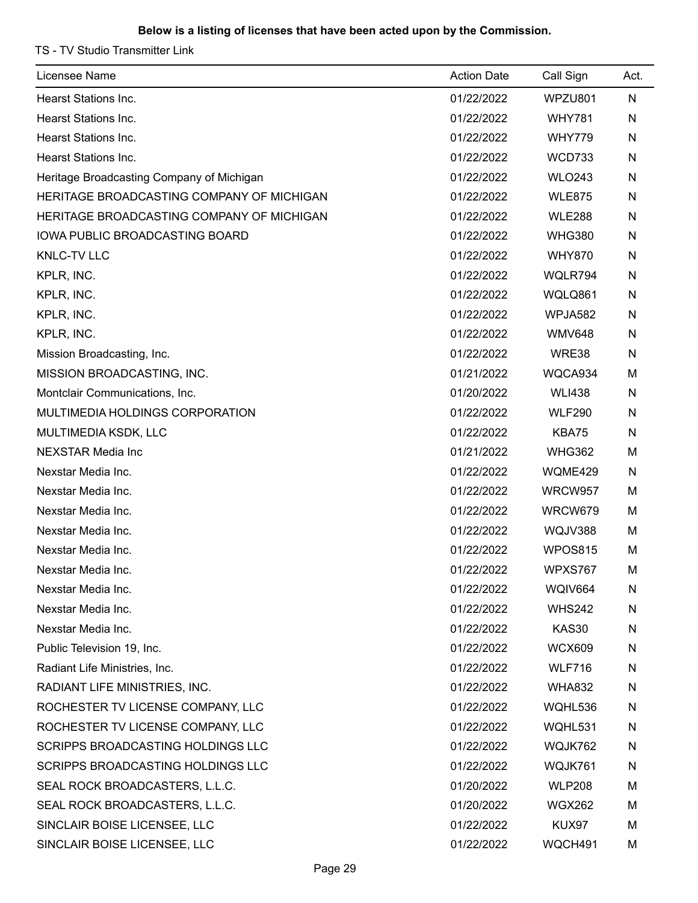**Below is a listing of licenses that have been acted upon by the Commission.**

TS - TV Studio Transmitter Link

| Licensee Name | Action Date | Call Sign | Act. |
|---|---|---|---|
| Hearst Stations Inc. | 01/22/2022 | WPZU801 | N |
| Hearst Stations Inc. | 01/22/2022 | WHY781 | N |
| Hearst Stations Inc. | 01/22/2022 | WHY779 | N |
| Hearst Stations Inc. | 01/22/2022 | WCD733 | N |
| Heritage Broadcasting Company of Michigan | 01/22/2022 | WLO243 | N |
| HERITAGE BROADCASTING COMPANY OF MICHIGAN | 01/22/2022 | WLE875 | N |
| HERITAGE BROADCASTING COMPANY OF MICHIGAN | 01/22/2022 | WLE288 | N |
| IOWA PUBLIC BROADCASTING BOARD | 01/22/2022 | WHG380 | N |
| KNLC-TV LLC | 01/22/2022 | WHY870 | N |
| KPLR, INC. | 01/22/2022 | WQLR794 | N |
| KPLR, INC. | 01/22/2022 | WQLQ861 | N |
| KPLR, INC. | 01/22/2022 | WPJA582 | N |
| KPLR, INC. | 01/22/2022 | WMV648 | N |
| Mission Broadcasting, Inc. | 01/22/2022 | WRE38 | N |
| MISSION BROADCASTING, INC. | 01/21/2022 | WQCA934 | M |
| Montclair Communications, Inc. | 01/20/2022 | WLI438 | N |
| MULTIMEDIA HOLDINGS CORPORATION | 01/22/2022 | WLF290 | N |
| MULTIMEDIA KSDK, LLC | 01/22/2022 | KBA75 | N |
| NEXSTAR Media Inc | 01/21/2022 | WHG362 | M |
| Nexstar Media Inc. | 01/22/2022 | WQME429 | N |
| Nexstar Media Inc. | 01/22/2022 | WRCW957 | M |
| Nexstar Media Inc. | 01/22/2022 | WRCW679 | M |
| Nexstar Media Inc. | 01/22/2022 | WQJV388 | M |
| Nexstar Media Inc. | 01/22/2022 | WPOS815 | M |
| Nexstar Media Inc. | 01/22/2022 | WPXS767 | M |
| Nexstar Media Inc. | 01/22/2022 | WQIV664 | N |
| Nexstar Media Inc. | 01/22/2022 | WHS242 | N |
| Nexstar Media Inc. | 01/22/2022 | KAS30 | N |
| Public Television 19, Inc. | 01/22/2022 | WCX609 | N |
| Radiant Life Ministries, Inc. | 01/22/2022 | WLF716 | N |
| RADIANT LIFE MINISTRIES, INC. | 01/22/2022 | WHA832 | N |
| ROCHESTER TV LICENSE COMPANY, LLC | 01/22/2022 | WQHL536 | N |
| ROCHESTER TV LICENSE COMPANY, LLC | 01/22/2022 | WQHL531 | N |
| SCRIPPS BROADCASTING HOLDINGS LLC | 01/22/2022 | WQJK762 | N |
| SCRIPPS BROADCASTING HOLDINGS LLC | 01/22/2022 | WQJK761 | N |
| SEAL ROCK BROADCASTERS, L.L.C. | 01/20/2022 | WLP208 | M |
| SEAL ROCK BROADCASTERS, L.L.C. | 01/20/2022 | WGX262 | M |
| SINCLAIR BOISE LICENSEE, LLC | 01/22/2022 | KUX97 | M |
| SINCLAIR BOISE LICENSEE, LLC | 01/22/2022 | WQCH491 | M |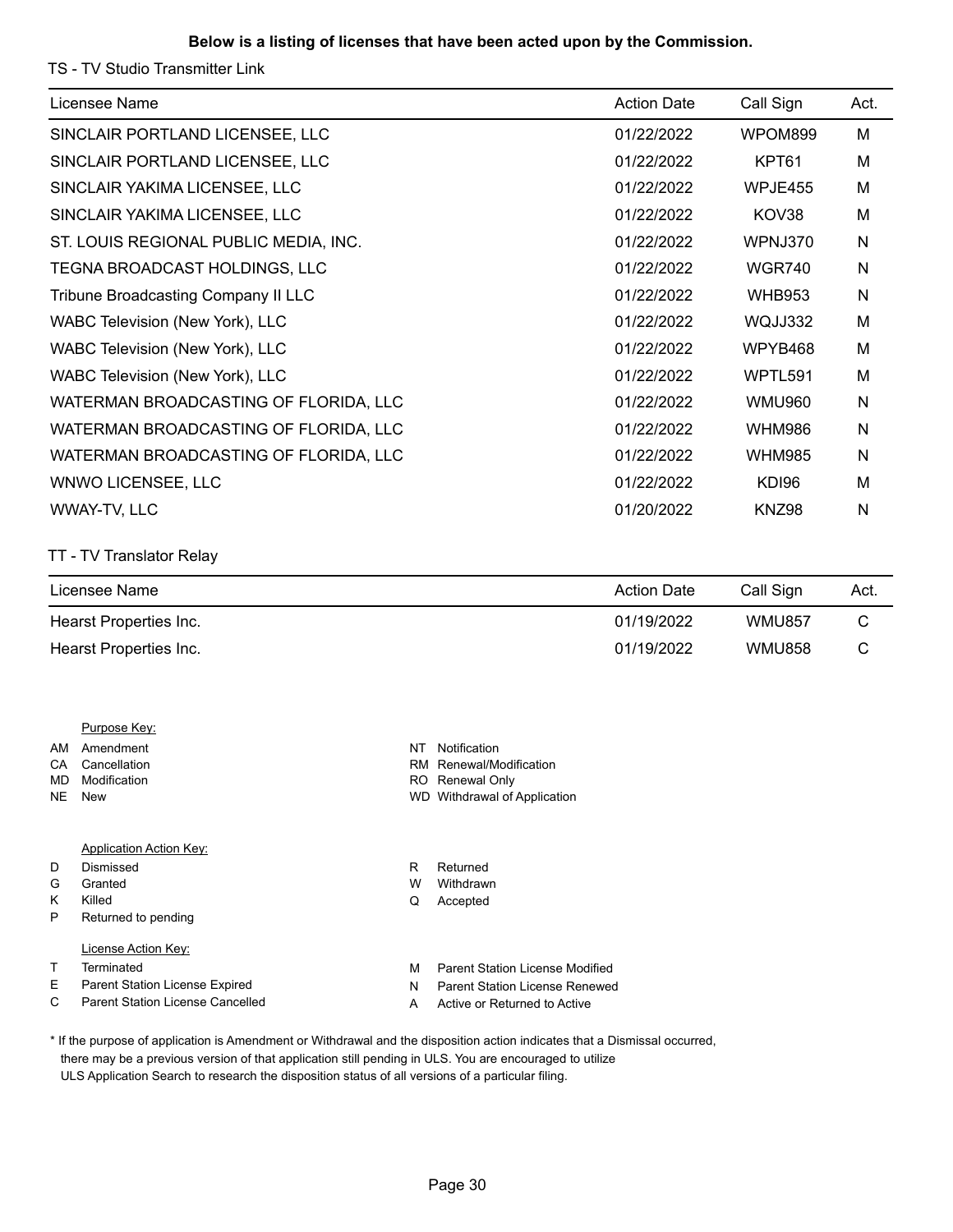**Below is a listing of licenses that have been acted upon by the Commission.**

TS - TV Studio Transmitter Link

| Licensee Name | Action Date | Call Sign | Act. |
|---|---|---|---|
| SINCLAIR PORTLAND LICENSEE, LLC | 01/22/2022 | WPOM899 | M |
| SINCLAIR PORTLAND LICENSEE, LLC | 01/22/2022 | KPT61 | M |
| SINCLAIR YAKIMA LICENSEE, LLC | 01/22/2022 | WPJE455 | M |
| SINCLAIR YAKIMA LICENSEE, LLC | 01/22/2022 | KOV38 | M |
| ST. LOUIS REGIONAL PUBLIC MEDIA, INC. | 01/22/2022 | WPNJ370 | N |
| TEGNA BROADCAST HOLDINGS, LLC | 01/22/2022 | WGR740 | N |
| Tribune Broadcasting Company II LLC | 01/22/2022 | WHB953 | N |
| WABC Television (New York), LLC | 01/22/2022 | WQJJ332 | M |
| WABC Television (New York), LLC | 01/22/2022 | WPYB468 | M |
| WABC Television (New York), LLC | 01/22/2022 | WPTL591 | M |
| WATERMAN BROADCASTING OF FLORIDA, LLC | 01/22/2022 | WMU960 | N |
| WATERMAN BROADCASTING OF FLORIDA, LLC | 01/22/2022 | WHM986 | N |
| WATERMAN BROADCASTING OF FLORIDA, LLC | 01/22/2022 | WHM985 | N |
| WNWO LICENSEE, LLC | 01/22/2022 | KDI96 | M |
| WWAY-TV, LLC | 01/20/2022 | KNZ98 | N |

TT - TV Translator Relay

| Licensee Name | Action Date | Call Sign | Act. |
|---|---|---|---|
| Hearst Properties Inc. | 01/19/2022 | WMU857 | C |
| Hearst Properties Inc. | 01/19/2022 | WMU858 | C |

Purpose Key:

- AM Amendment
- CA Cancellation
- MD Modification
- NE New
- NT Notification
- RM Renewal/Modification
- RO Renewal Only
- WD Withdrawal of Application

Application Action Key:

- D Dismissed
- G Granted
- K Killed
- P Returned to pending
- R Returned
- W Withdrawn
- Q Accepted

License Action Key:

- T Terminated
- E Parent Station License Expired
- C Parent Station License Cancelled
- M Parent Station License Modified
- N Parent Station License Renewed
- A Active or Returned to Active

* If the purpose of application is Amendment or Withdrawal and the disposition action indicates that a Dismissal occurred, there may be a previous version of that application still pending in ULS. You are encouraged to utilize ULS Application Search to research the disposition status of all versions of a particular filing.